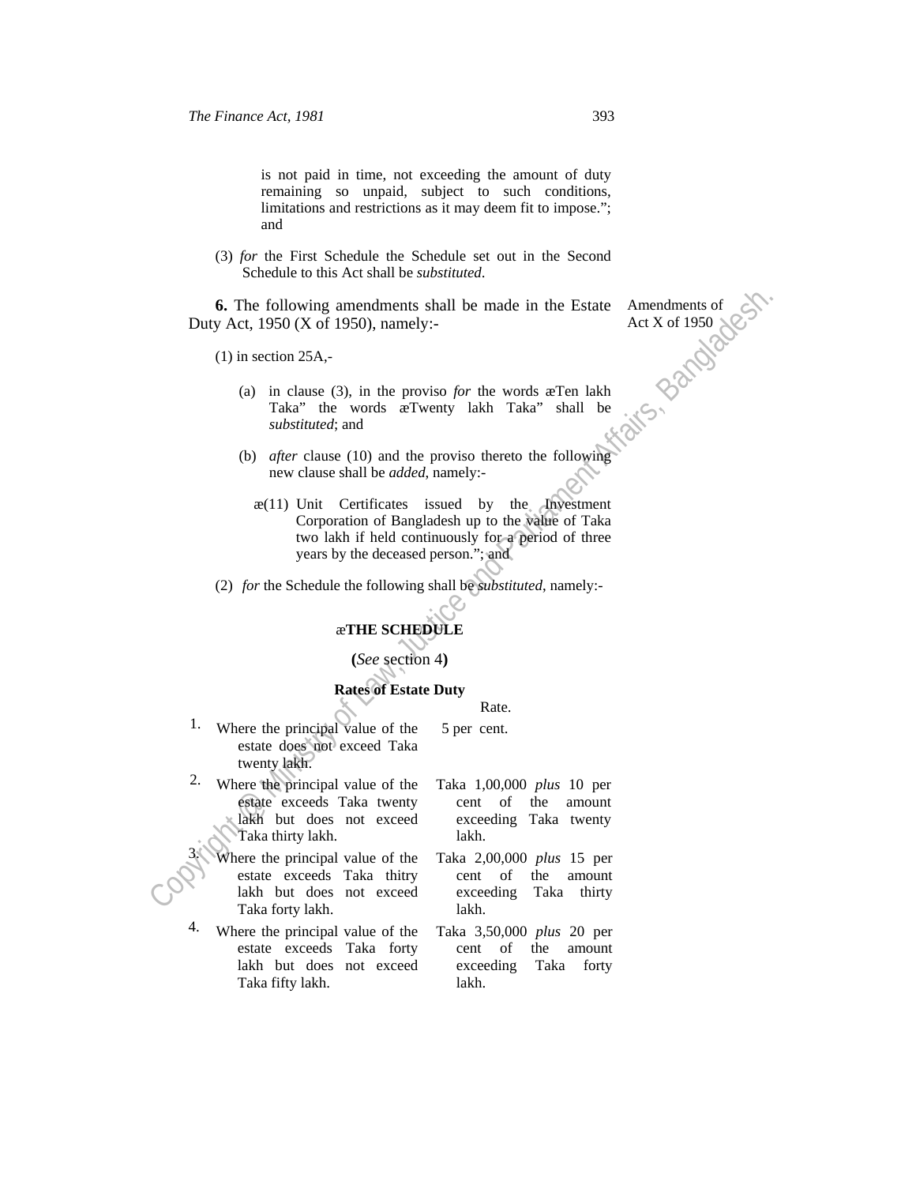is not paid in time, not exceeding the amount of duty remaining so unpaid, subject to such conditions, limitations and restrictions as it may deem fit to impose."; and

(3) *for* the First Schedule the Schedule set out in the Second Schedule to this Act shall be *substituted*.

**6.** The following amendments shall be made in the Estate Duty Act, 1950 (X of 1950), namely:-

Amendments of Act X of 1950

(1) in section 25A,-

(a) in clause (3), in the proviso *for* the words æTen lakh Taka" the words æTwenty lakh Taka" shall be *substituted*; and

(b) *after* clause (10) and the proviso thereto the following new clause shall be *added*, namely:-

æ(11) Unit Certificates issued by the Investment Corporation of Bangladesh up to the value of Taka two lakh if held continuously for a period of three years by the deceased person."; and

(2) *for* the Schedule the following shall be *substituted*, namely:-

**æTHE SCHEDULE**

**(***See* section 4**)**

**Rates of Estate Duty**

| | | Rate. |
|---|---|---|
| 1. | Where the principal value of the estate does not exceed Taka twenty lakh. | 5 per cent. |
| 2. | Where the principal value of the estate exceeds Taka twenty lakh but does not exceed Taka thirty lakh. | Taka 1,00,000 *plus* 10 per cent of the amount exceeding Taka twenty lakh. |
| 3. | Where the principal value of the estate exceeds Taka thitry lakh but does not exceed Taka forty lakh. | Taka 2,00,000 *plus* 15 per cent of the amount exceeding Taka thirty lakh. |
| 4. | Where the principal value of the estate exceeds Taka forty lakh but does not exceed Taka fifty lakh. | Taka 3,50,000 *plus* 20 per cent of the amount exceeding Taka forty lakh. |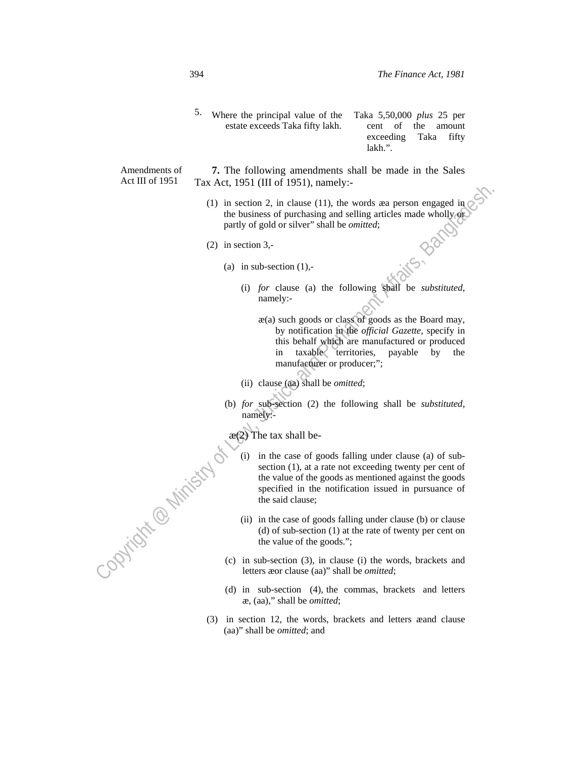| 5. | Where the principal value of the estate exceeds Taka fifty lakh. | Taka 5,50,000 *plus* 25 per cent of the amount exceeding Taka fifty lakh.”. |
| --- | --- | --- |

Amendments of Act III of 1951

**7.** The following amendments shall be made in the Sales Tax Act, 1951 (III of 1951), namely:-

(1) in section 2, in clause (11), the words æa person engaged in the business of purchasing and selling articles made wholly or partly of gold or silver” shall be *omitted*;

(2) in section 3,-

(a) in sub-section (1),-

(i) *for* clause (a) the following shall be *substituted*, namely:-

æ(a) such goods or class of goods as the Board may, by notification in the *official Gazette*, specify in this behalf which are manufactured or produced in taxable territories, payable by the manufacturer or producer;”;

(ii) clause (aa) shall be *omitted*;

(b) *for* sub-section (2) the following shall be *substituted*, namely:-

æ(2) The tax shall be-

(i) in the case of goods falling under clause (a) of sub-section (1), at a rate not exceeding twenty per cent of the value of the goods as mentioned against the goods specified in the notification issued in pursuance of the said clause;

(ii) in the case of goods falling under clause (b) or clause (d) of sub-section (1) at the rate of twenty per cent on the value of the goods.”;

(c) in sub-section (3), in clause (i) the words, brackets and letters æor clause (aa)” shall be *omitted*;

(d) in sub-section (4), the commas, brackets and letters æ, (aa),” shall be *omitted*;

(3) in section 12, the words, brackets and letters æand clause (aa)” shall be *omitted*; and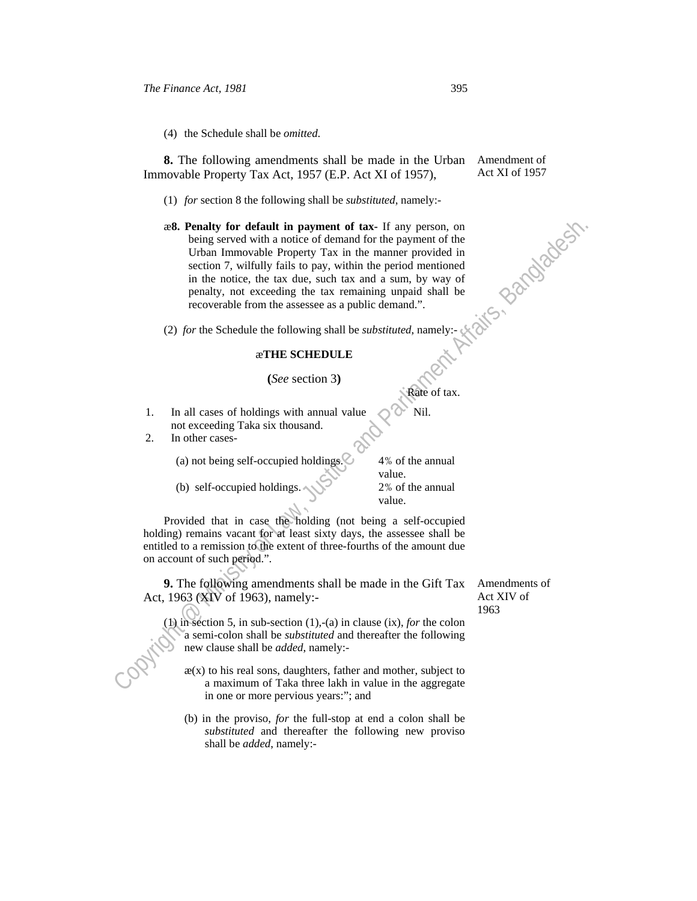(4) the Schedule shall be *omitted.*

**8.** The following amendments shall be made in the Urban Immovable Property Tax Act, 1957 (E.P. Act XI of 1957),

Amendment of Act XI of 1957

(1) *for* section 8 the following shall be *substituted*, namely:-

æ**8. Penalty for default in payment of tax**- If any person, on being served with a notice of demand for the payment of the Urban Immovable Property Tax in the manner provided in section 7, wilfully fails to pay, within the period mentioned in the notice, the tax due, such tax and a sum, by way of penalty, not exceeding the tax remaining unpaid shall be recoverable from the assessee as a public demand.".

(2) *for* the Schedule the following shall be *substituted*, namely:-

æ**THE SCHEDULE**

**(***See* section 3**)**

| | | Rate of tax. |
|---|---|---|
| 1. | In all cases of holdings with annual value not exceeding Taka six thousand. | Nil. |
| 2. | In other cases- | |
| | (a) not being self-occupied holdings. | 4% of the annual value. |
| | (b) self-occupied holdings. | 2% of the annual value. |

Provided that in case the holding (not being a self-occupied holding) remains vacant for at least sixty days, the assessee shall be entitled to a remission to the extent of three-fourths of the amount due on account of such period.".

**9.** The following amendments shall be made in the Gift Tax Act, 1963 (XIV of 1963), namely:-

Amendments of Act XIV of 1963

(1) in section 5, in sub-section (1),-(a) in clause (ix), *for* the colon a semi-colon shall be *substituted* and thereafter the following new clause shall be *added*, namely:-

æ(x) to his real sons, daughters, father and mother, subject to a maximum of Taka three lakh in value in the aggregate in one or more pervious years:"; and

(b) in the proviso, *for* the full-stop at end a colon shall be *substituted* and thereafter the following new proviso shall be *added*, namely:-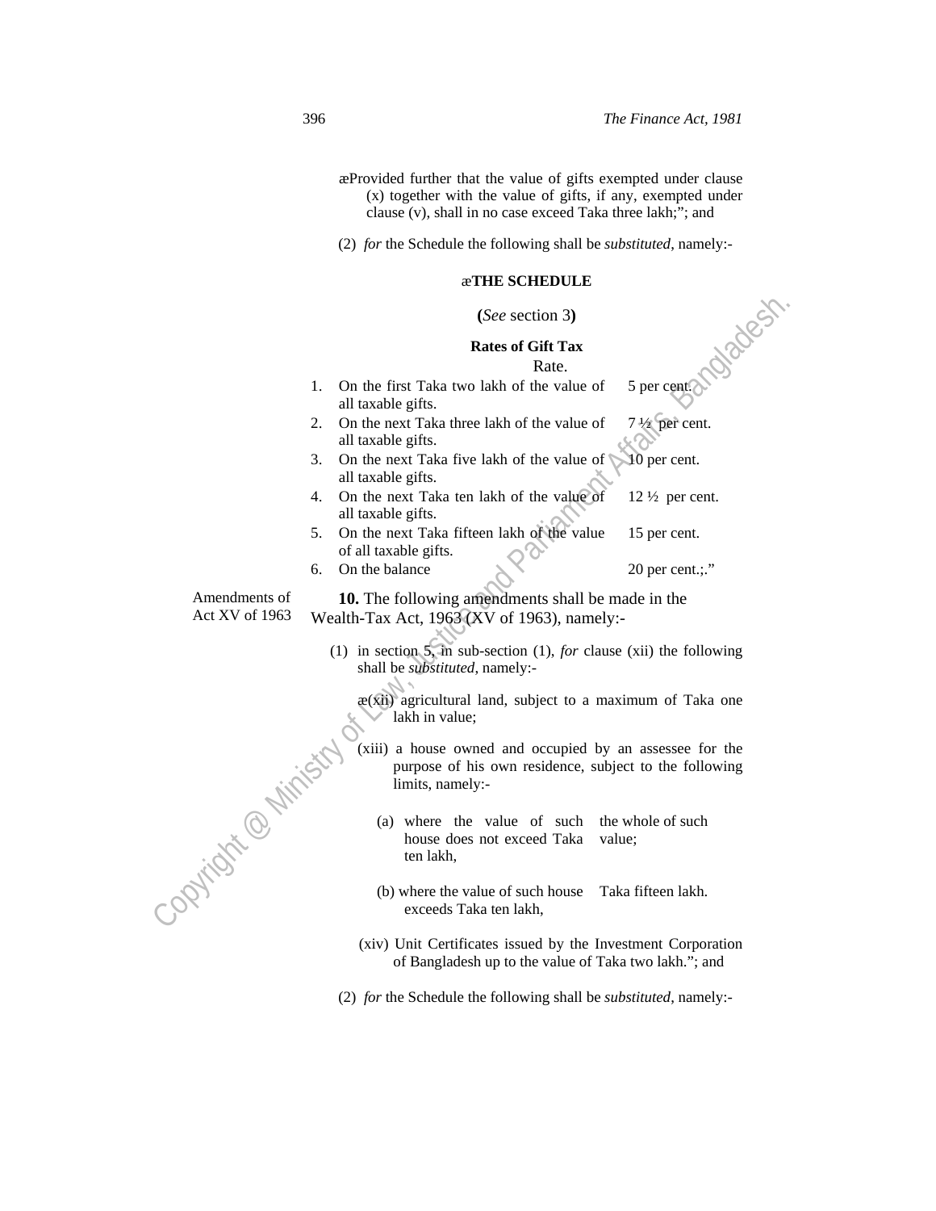"Provided further that the value of gifts exempted under clause (x) together with the value of gifts, if any, exempted under clause (v), shall in no case exceed Taka three lakh;"; and

(2) *for* the Schedule the following shall be *substituted*, namely:-

"**THE SCHEDULE**

**(***See* section 3**)**

**Rates of Gift Tax**

| | | Rate. |
|---|---|---|
| 1. | On the first Taka two lakh of the value of all taxable gifts. | 5 per cent. |
| 2. | On the next Taka three lakh of the value of all taxable gifts. | 7 ½ per cent. |
| 3. | On the next Taka five lakh of the value of all taxable gifts. | 10 per cent. |
| 4. | On the next Taka ten lakh of the value of all taxable gifts. | 12 ½ per cent. |
| 5. | On the next Taka fifteen lakh of the value of all taxable gifts. | 15 per cent. |
| 6. | On the balance | 20 per cent.;." |

Amendments of Act XV of 1963

**10.** The following amendments shall be made in the Wealth-Tax Act, 1963 (XV of 1963), namely:-

(1) in section 5, in sub-section (1), *for* clause (xii) the following shall be *substituted*, namely:-

"(xii) agricultural land, subject to a maximum of Taka one lakh in value;

(xiii) a house owned and occupied by an assessee for the purpose of his own residence, subject to the following limits, namely:-

| | |
|---|---|
| (a) where the value of such house does not exceed Taka ten lakh, | the whole of such value; |
| (b) where the value of such house exceeds Taka ten lakh, | Taka fifteen lakh. |

(xiv) Unit Certificates issued by the Investment Corporation of Bangladesh up to the value of Taka two lakh."; and

(2) *for* the Schedule the following shall be *substituted*, namely:-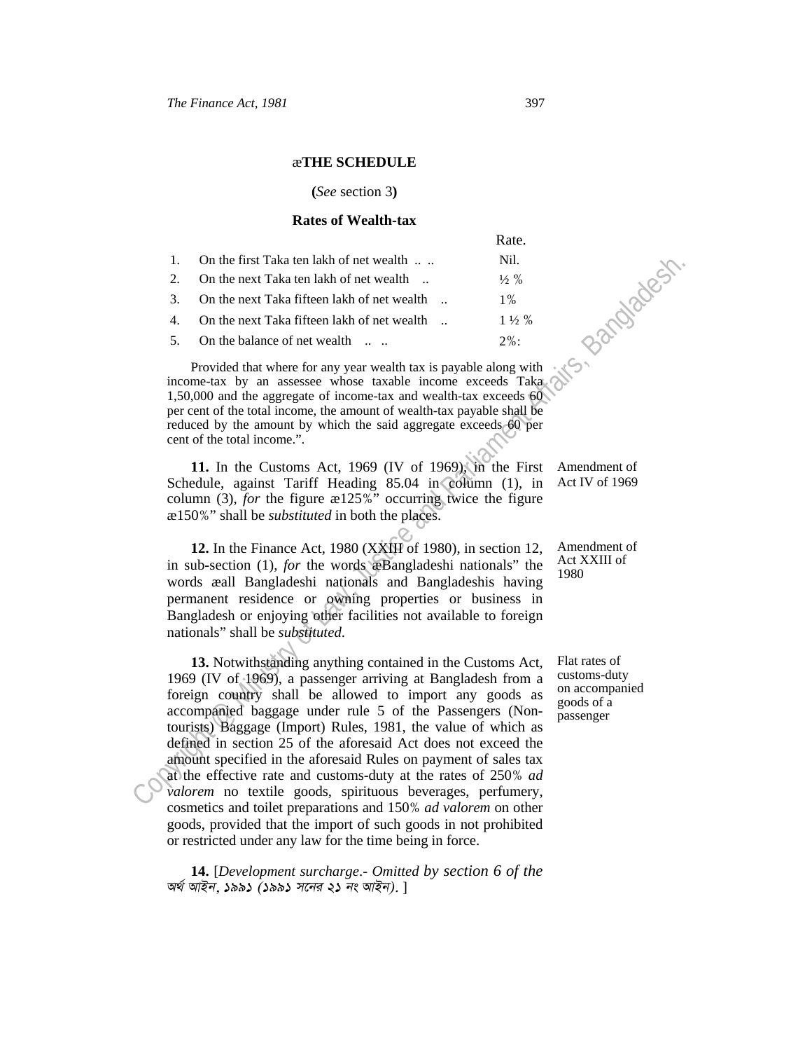## æTHE SCHEDULE

**(***See* section 3**)**

### Rates of Wealth-tax

| | | Rate. |
|---|---|---|
| 1. | On the first Taka ten lakh of net wealth .. .. | Nil. |
| 2. | On the next Taka ten lakh of net wealth .. | ½ % |
| 3. | On the next Taka fifteen lakh of net wealth .. | 1% |
| 4. | On the next Taka fifteen lakh of net wealth .. | 1 ½ % |
| 5. | On the balance of net wealth .. .. | 2%: |

Provided that where for any year wealth tax is payable along with income-tax by an assessee whose taxable income exceeds Taka 1,50,000 and the aggregate of income-tax and wealth-tax exceeds 60 per cent of the total income, the amount of wealth-tax payable shall be reduced by the amount by which the said aggregate exceeds 60 per cent of the total income.".

Amendment of Act IV of 1969

**11.** In the Customs Act, 1969 (IV of 1969), in the First Schedule, against Tariff Heading 85.04 in column (1), in column (3), *for* the figure æ125%" occurring twice the figure æ150%" shall be *substituted* in both the places.

Amendment of Act XXIII of 1980

**12.** In the Finance Act, 1980 (XXIII of 1980), in section 12, in sub-section (1), *for* the words æBangladeshi nationals" the words æall Bangladeshi nationals and Bangladeshis having permanent residence or owning properties or business in Bangladesh or enjoying other facilities not available to foreign nationals" shall be *substituted*.

Flat rates of customs-duty on accompanied goods of a passenger

**13.** Notwithstanding anything contained in the Customs Act, 1969 (IV of 1969), a passenger arriving at Bangladesh from a foreign country shall be allowed to import any goods as accompanied baggage under rule 5 of the Passengers (Non-tourists) Baggage (Import) Rules, 1981, the value of which as defined in section 25 of the aforesaid Act does not exceed the amount specified in the aforesaid Rules on payment of sales tax at the effective rate and customs-duty at the rates of 250% *ad valorem* no textile goods, spirituous beverages, perfumery, cosmetics and toilet preparations and 150% *ad valorem* on other goods, provided that the import of such goods in not prohibited or restricted under any law for the time being in force.

**14.** [*Development surcharge*.- *Omitted by section 6 of the অর্থ আইন, ১৯৯১ (১৯৯১ সনের ২১ নং আইন)*. ]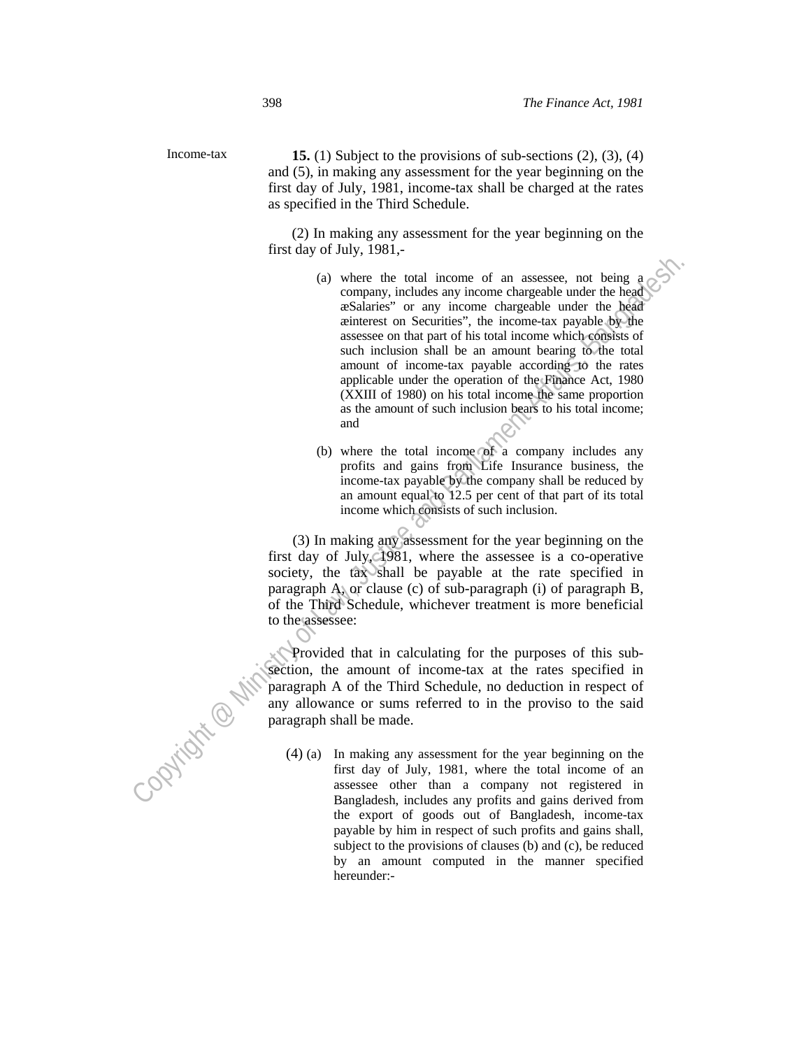Income-tax

**15.** (1) Subject to the provisions of sub-sections (2), (3), (4) and (5), in making any assessment for the year beginning on the first day of July, 1981, income-tax shall be charged at the rates as specified in the Third Schedule.

(2) In making any assessment for the year beginning on the first day of July, 1981,-

(a) where the total income of an assessee, not being a company, includes any income chargeable under the head æSalaries" or any income chargeable under the head æinterest on Securities", the income-tax payable by the assessee on that part of his total income which consists of such inclusion shall be an amount bearing to the total amount of income-tax payable according to the rates applicable under the operation of the Finance Act, 1980 (XXIII of 1980) on his total income the same proportion as the amount of such inclusion bears to his total income; and

(b) where the total income of a company includes any profits and gains from Life Insurance business, the income-tax payable by the company shall be reduced by an amount equal to 12.5 per cent of that part of its total income which consists of such inclusion.

(3) In making any assessment for the year beginning on the first day of July, 1981, where the assessee is a co-operative society, the tax shall be payable at the rate specified in paragraph A, or clause (c) of sub-paragraph (i) of paragraph B, of the Third Schedule, whichever treatment is more beneficial to the assessee:

Provided that in calculating for the purposes of this sub-section, the amount of income-tax at the rates specified in paragraph A of the Third Schedule, no deduction in respect of any allowance or sums referred to in the proviso to the said paragraph shall be made.

(4) (a) In making any assessment for the year beginning on the first day of July, 1981, where the total income of an assessee other than a company not registered in Bangladesh, includes any profits and gains derived from the export of goods out of Bangladesh, income-tax payable by him in respect of such profits and gains shall, subject to the provisions of clauses (b) and (c), be reduced by an amount computed in the manner specified hereunder:-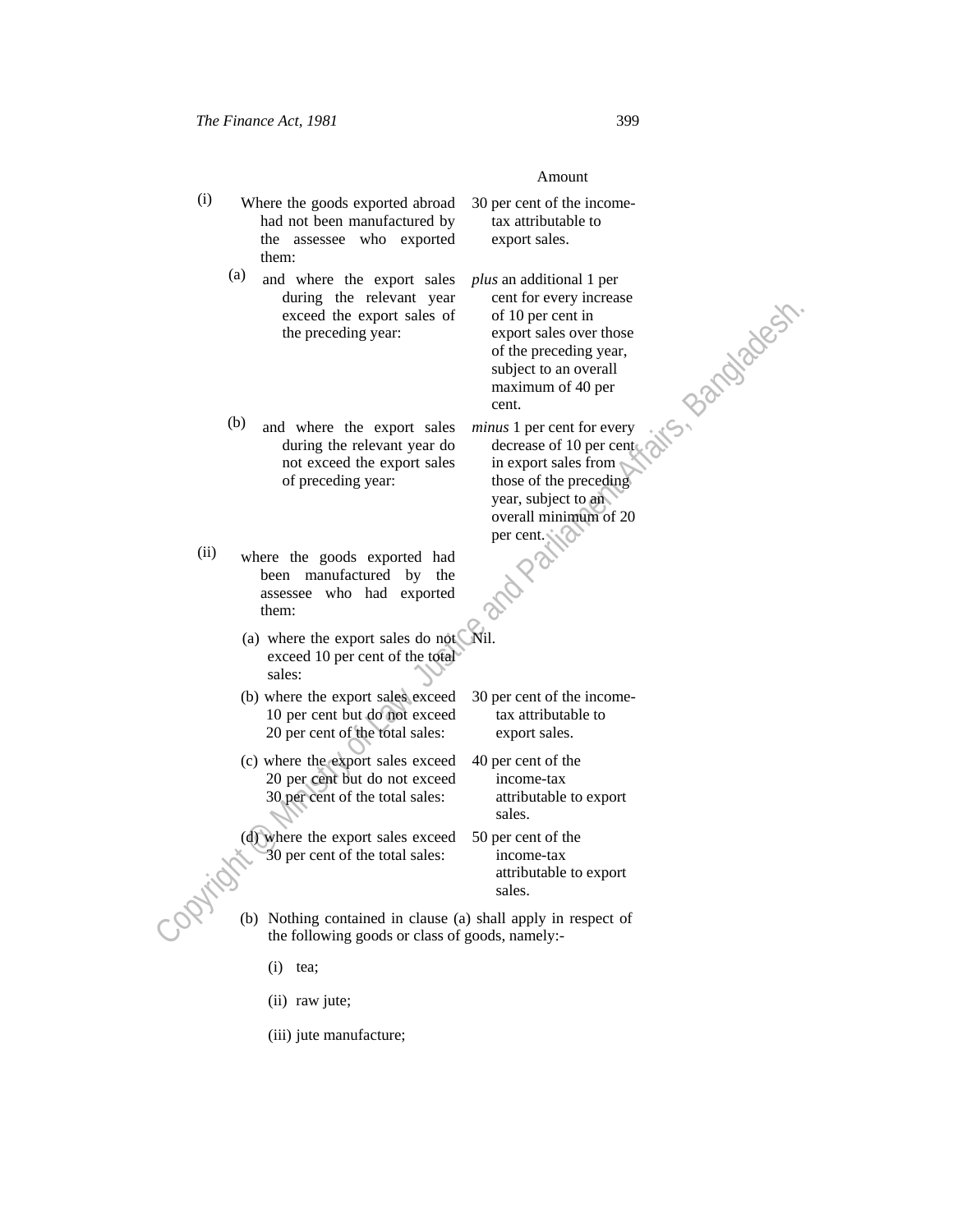| | Amount |
|---|---|
| (i) Where the goods exported abroad had not been manufactured by the assessee who exported them: | 30 per cent of the income-tax attributable to export sales. |
| (a) and where the export sales during the relevant year exceed the export sales of the preceding year: | *plus* an additional 1 per cent for every increase of 10 per cent in export sales over those of the preceding year, subject to an overall maximum of 40 per cent. |
| (b) and where the export sales during the relevant year do not exceed the export sales of preceding year: | *minus* 1 per cent for every decrease of 10 per cent in export sales from those of the preceding year, subject to an overall minimum of 20 per cent. |
| (ii) where the goods exported had been manufactured by the assessee who had exported them: | |
| (a) where the export sales do not exceed 10 per cent of the total sales: | Nil. |
| (b) where the export sales exceed 10 per cent but do not exceed 20 per cent of the total sales: | 30 per cent of the income-tax attributable to export sales. |
| (c) where the export sales exceed 20 per cent but do not exceed 30 per cent of the total sales: | 40 per cent of the income-tax attributable to export sales. |
| (d) where the export sales exceed 30 per cent of the total sales: | 50 per cent of the income-tax attributable to export sales. |

(b) Nothing contained in clause (a) shall apply in respect of the following goods or class of goods, namely:-

(i) tea;

(ii) raw jute;

(iii) jute manufacture;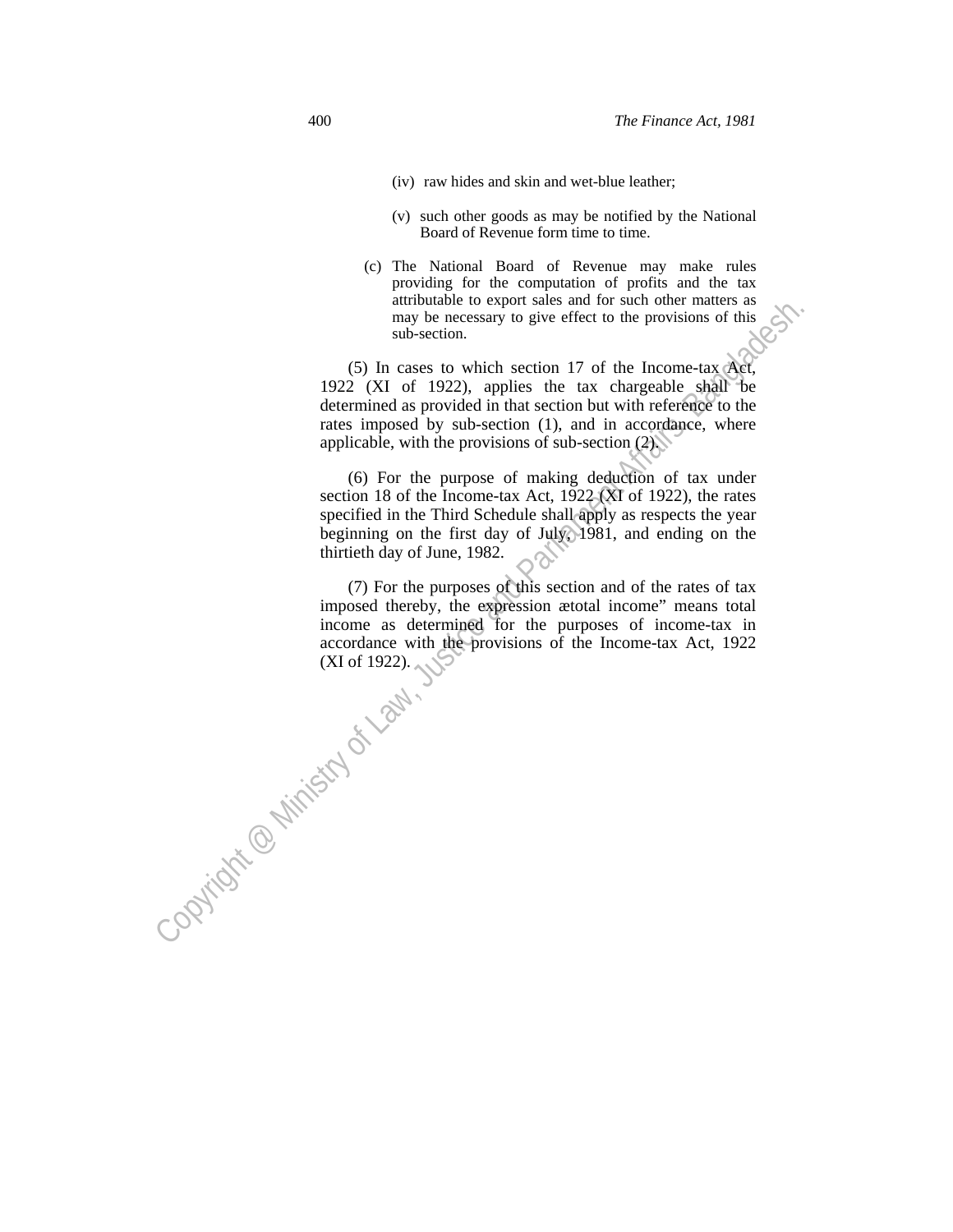(iv) raw hides and skin and wet-blue leather;

(v) such other goods as may be notified by the National Board of Revenue form time to time.

(c) The National Board of Revenue may make rules providing for the computation of profits and the tax attributable to export sales and for such other matters as may be necessary to give effect to the provisions of this sub-section.

(5) In cases to which section 17 of the Income-tax Act, 1922 (XI of 1922), applies the tax chargeable shall be determined as provided in that section but with reference to the rates imposed by sub-section (1), and in accordance, where applicable, with the provisions of sub-section (2).

(6) For the purpose of making deduction of tax under section 18 of the Income-tax Act, 1922 (XI of 1922), the rates specified in the Third Schedule shall apply as respects the year beginning on the first day of July, 1981, and ending on the thirtieth day of June, 1982.

(7) For the purposes of this section and of the rates of tax imposed thereby, the expression ætotal income" means total income as determined for the purposes of income-tax in accordance with the provisions of the Income-tax Act, 1922 (XI of 1922).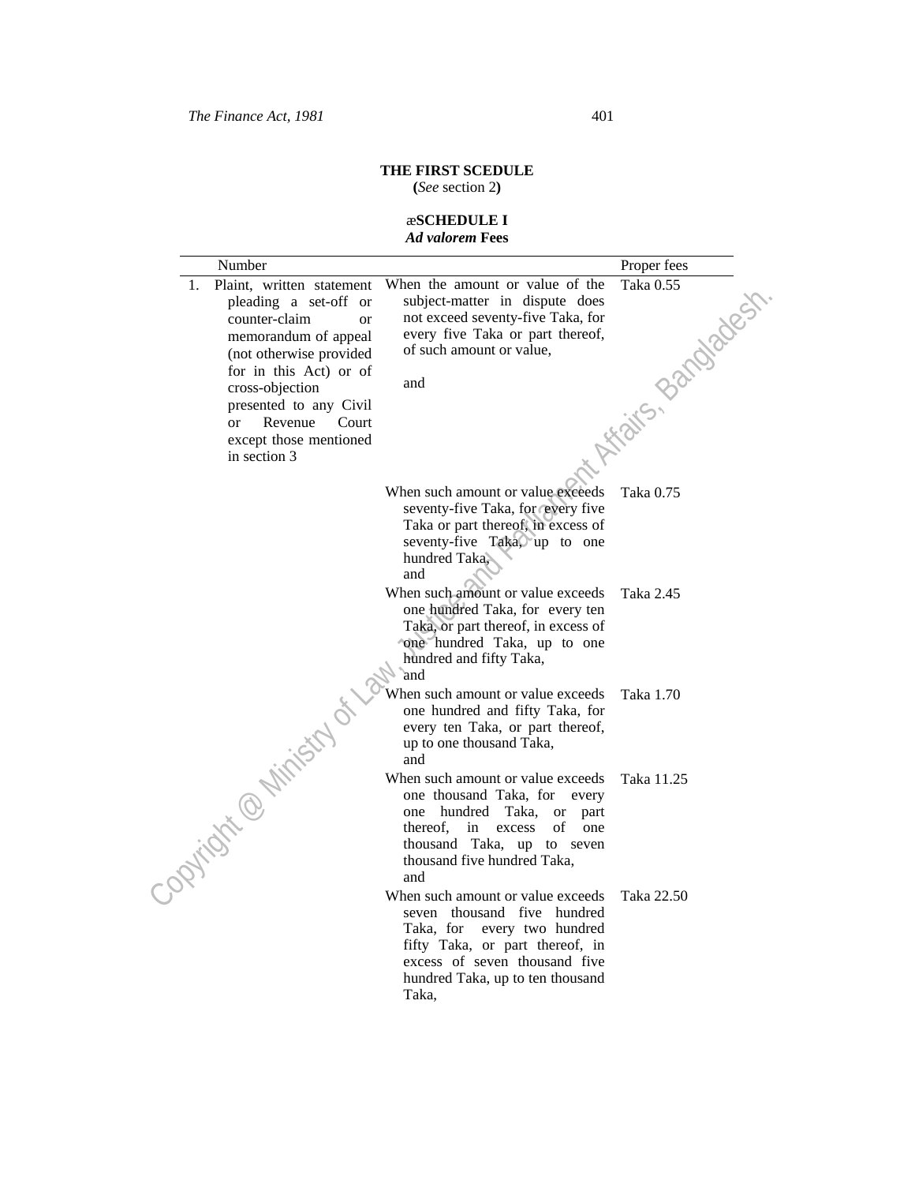**THE FIRST SCEDULE**
**(***See* section 2**)**

**æSCHEDULE I**
***Ad valorem* Fees**

| Number | | Proper fees |
|---|---|---|
| 1. Plaint, written statement pleading a set-off or counter-claim or memorandum of appeal (not otherwise provided for in this Act) or of cross-objection presented to any Civil or Revenue Court except those mentioned in section 3 | When the amount or value of the subject-matter in dispute does not exceed seventy-five Taka, for every five Taka or part thereof, of such amount or value, and | Taka 0.55 |
| | When such amount or value exceeds seventy-five Taka, for every five Taka or part thereof, in excess of seventy-five Taka, up to one hundred Taka, and | Taka 0.75 |
| | When such amount or value exceeds one hundred Taka, for every ten Taka, or part thereof, in excess of one hundred Taka, up to one hundred and fifty Taka, and | Taka 2.45 |
| | When such amount or value exceeds one hundred and fifty Taka, for every ten Taka, or part thereof, up to one thousand Taka, and | Taka 1.70 |
| | When such amount or value exceeds one thousand Taka, for every one hundred Taka, or part thereof, in excess of one thousand Taka, up to seven thousand five hundred Taka, and | Taka 11.25 |
| | When such amount or value exceeds seven thousand five hundred Taka, for every two hundred fifty Taka, or part thereof, in excess of seven thousand five hundred Taka, up to ten thousand Taka, | Taka 22.50 |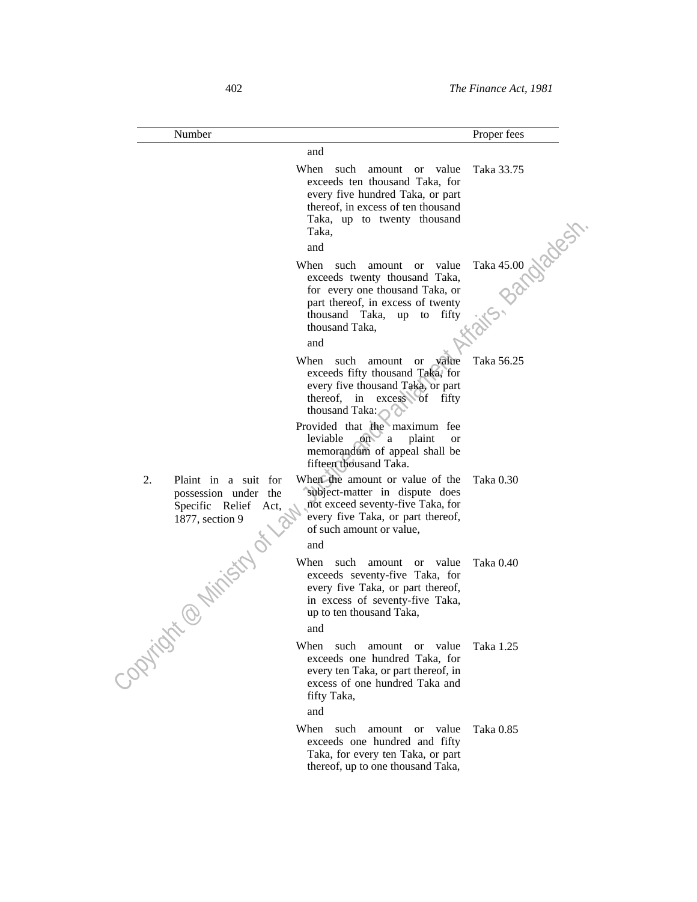| Number | | | Proper fees |
|---|---|---|---|
| | | and | |
| | | When such amount or value exceeds ten thousand Taka, for every five hundred Taka, or part thereof, in excess of ten thousand Taka, up to twenty thousand Taka, | Taka 33.75 |
| | | and | |
| | | When such amount or value exceeds twenty thousand Taka, for every one thousand Taka, or part thereof, in excess of twenty thousand Taka, up to fifty thousand Taka, | Taka 45.00 |
| | | and | |
| | | When such amount or value exceeds fifty thousand Taka, for every five thousand Taka, or part thereof, in excess of fifty thousand Taka: | Taka 56.25 |
| | | Provided that the maximum fee leviable on a plaint or memorandum of appeal shall be fifteen thousand Taka. | |
| 2. | Plaint in a suit for possession under the Specific Relief Act, 1877, section 9 | When the amount or value of the subject-matter in dispute does not exceed seventy-five Taka, for every five Taka, or part thereof, of such amount or value, | Taka 0.30 |
| | | and | |
| | | When such amount or value exceeds seventy-five Taka, for every five Taka, or part thereof, in excess of seventy-five Taka, up to ten thousand Taka, | Taka 0.40 |
| | | and | |
| | | When such amount or value exceeds one hundred Taka, for every ten Taka, or part thereof, in excess of one hundred Taka and fifty Taka, | Taka 1.25 |
| | | and | |
| | | When such amount or value exceeds one hundred and fifty Taka, for every ten Taka, or part thereof, up to one thousand Taka, | Taka 0.85 |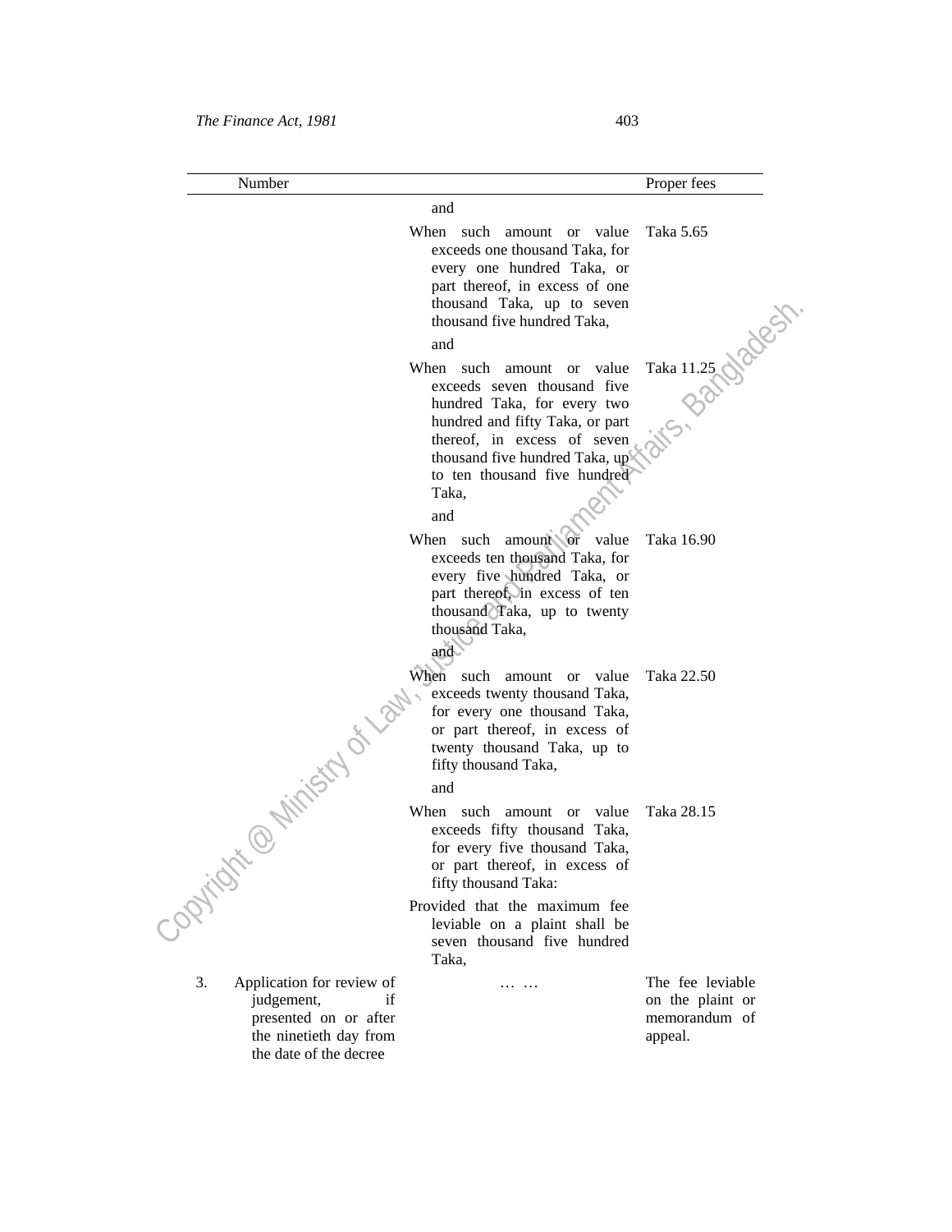| Number | | Proper fees |
|---|---|---|
| | and | |
| | When such amount or value exceeds one thousand Taka, for every one hundred Taka, or part thereof, in excess of one thousand Taka, up to seven thousand five hundred Taka, | Taka 5.65 |
| | and | |
| | When such amount or value exceeds seven thousand five hundred Taka, for every two hundred and fifty Taka, or part thereof, in excess of seven thousand five hundred Taka, up to ten thousand five hundred Taka, | Taka 11.25 |
| | and | |
| | When such amount or value exceeds ten thousand Taka, for every five hundred Taka, or part thereof, in excess of ten thousand Taka, up to twenty thousand Taka, | Taka 16.90 |
| | and | |
| | When such amount or value exceeds twenty thousand Taka, for every one thousand Taka, or part thereof, in excess of twenty thousand Taka, up to fifty thousand Taka, | Taka 22.50 |
| | and | |
| | When such amount or value exceeds fifty thousand Taka, for every five thousand Taka, or part thereof, in excess of fifty thousand Taka: | Taka 28.15 |
| | Provided that the maximum fee leviable on a plaint shall be seven thousand five hundred Taka, | |
| 3. Application for review of judgement, if presented on or after the ninetieth day from the date of the decree | … … | The fee leviable on the plaint or memorandum of appeal. |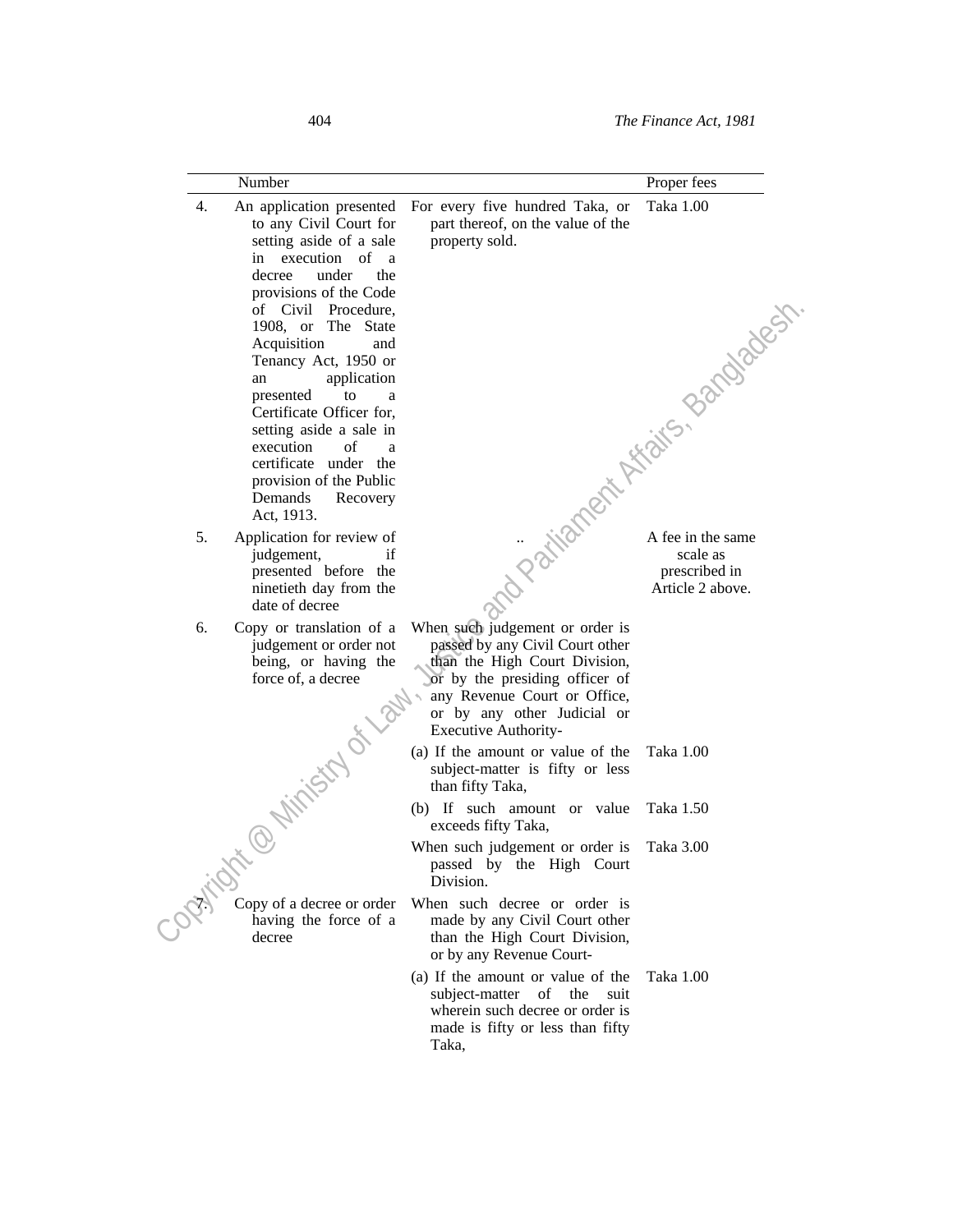| | Number | | Proper fees |
|---|---|---|---|
| 4. | An application presented to any Civil Court for setting aside of a sale in execution of a decree under the provisions of the Code of Civil Procedure, 1908, or The State Acquisition and Tenancy Act, 1950 or an application presented to a Certificate Officer for, setting aside a sale in execution of a certificate under the provision of the Public Demands Recovery Act, 1913. | For every five hundred Taka, or part thereof, on the value of the property sold. | Taka 1.00 |
| 5. | Application for review of judgement, if presented before the ninetieth day from the date of decree | .. | A fee in the same scale as prescribed in Article 2 above. |
| 6. | Copy or translation of a judgement or order not being, or having the force of, a decree | When such judgement or order is passed by any Civil Court other than the High Court Division, or by the presiding officer of any Revenue Court or Office, or by any other Judicial or Executive Authority- | |
| | | (a) If the amount or value of the subject-matter is fifty or less than fifty Taka, | Taka 1.00 |
| | | (b) If such amount or value exceeds fifty Taka, | Taka 1.50 |
| | | When such judgement or order is passed by the High Court Division. | Taka 3.00 |
| 7. | Copy of a decree or order having the force of a decree | When such decree or order is made by any Civil Court other than the High Court Division, or by any Revenue Court- | |
| | | (a) If the amount or value of the subject-matter of the suit wherein such decree or order is made is fifty or less than fifty Taka, | Taka 1.00 |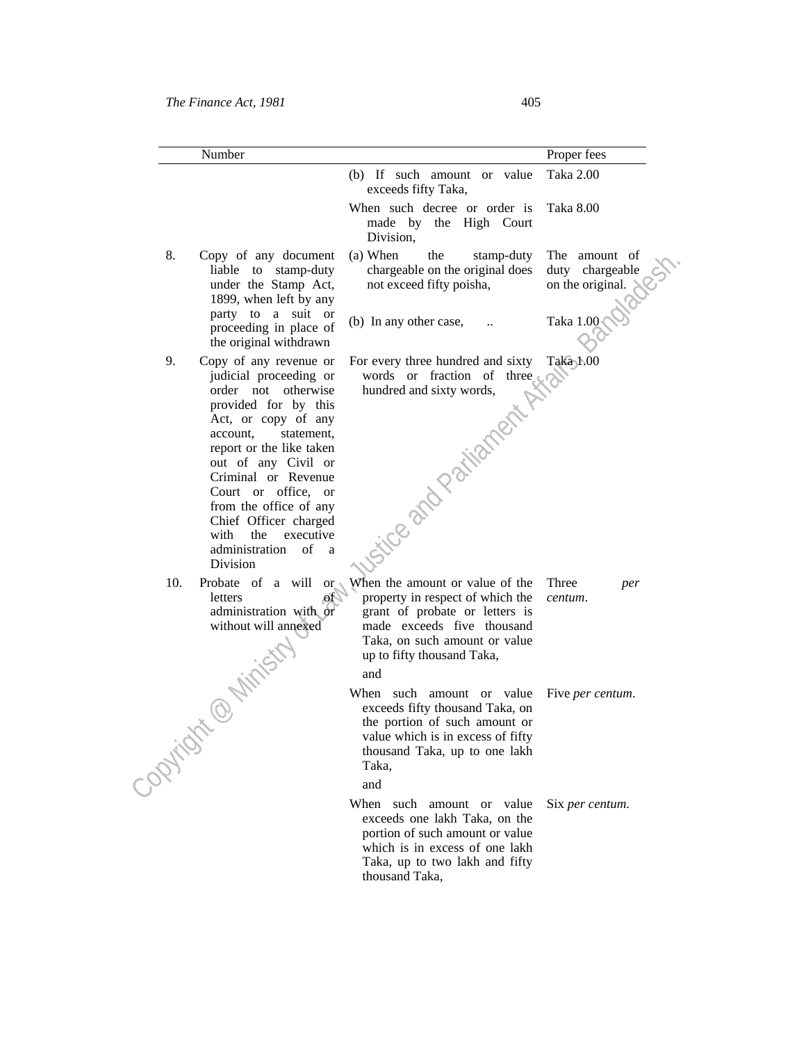| Number | | | Proper fees |
|---|---|---|---|
| | | (b) If such amount or value exceeds fifty Taka, | Taka 2.00 |
| | | When such decree or order is made by the High Court Division, | Taka 8.00 |
| 8. | Copy of any document liable to stamp-duty under the Stamp Act, 1899, when left by any party to a suit or proceeding in place of the original withdrawn | (a) When the stamp-duty chargeable on the original does not exceed fifty poisha, | The amount of duty chargeable on the original. |
| | | (b) In any other case, .. | Taka 1.00 |
| 9. | Copy of any revenue or judicial proceeding or order not otherwise provided for by this Act, or copy of any account, statement, report or the like taken out of any Civil or Criminal or Revenue Court or office, or from the office of any Chief Officer charged with the executive administration of a Division | For every three hundred and sixty words or fraction of three hundred and sixty words, | Taka 1.00 |
| 10. | Probate of a will or letters of administration with or without will annexed | When the amount or value of the property in respect of which the grant of probate or letters is made exceeds five thousand Taka, on such amount or value up to fifty thousand Taka, | Three *per centum*. |
| | | and | |
| | | When such amount or value exceeds fifty thousand Taka, on the portion of such amount or value which is in excess of fifty thousand Taka, up to one lakh Taka, | Five *per centum*. |
| | | and | |
| | | When such amount or value exceeds one lakh Taka, on the portion of such amount or value which is in excess of one lakh Taka, up to two lakh and fifty thousand Taka, | Six *per centum*. |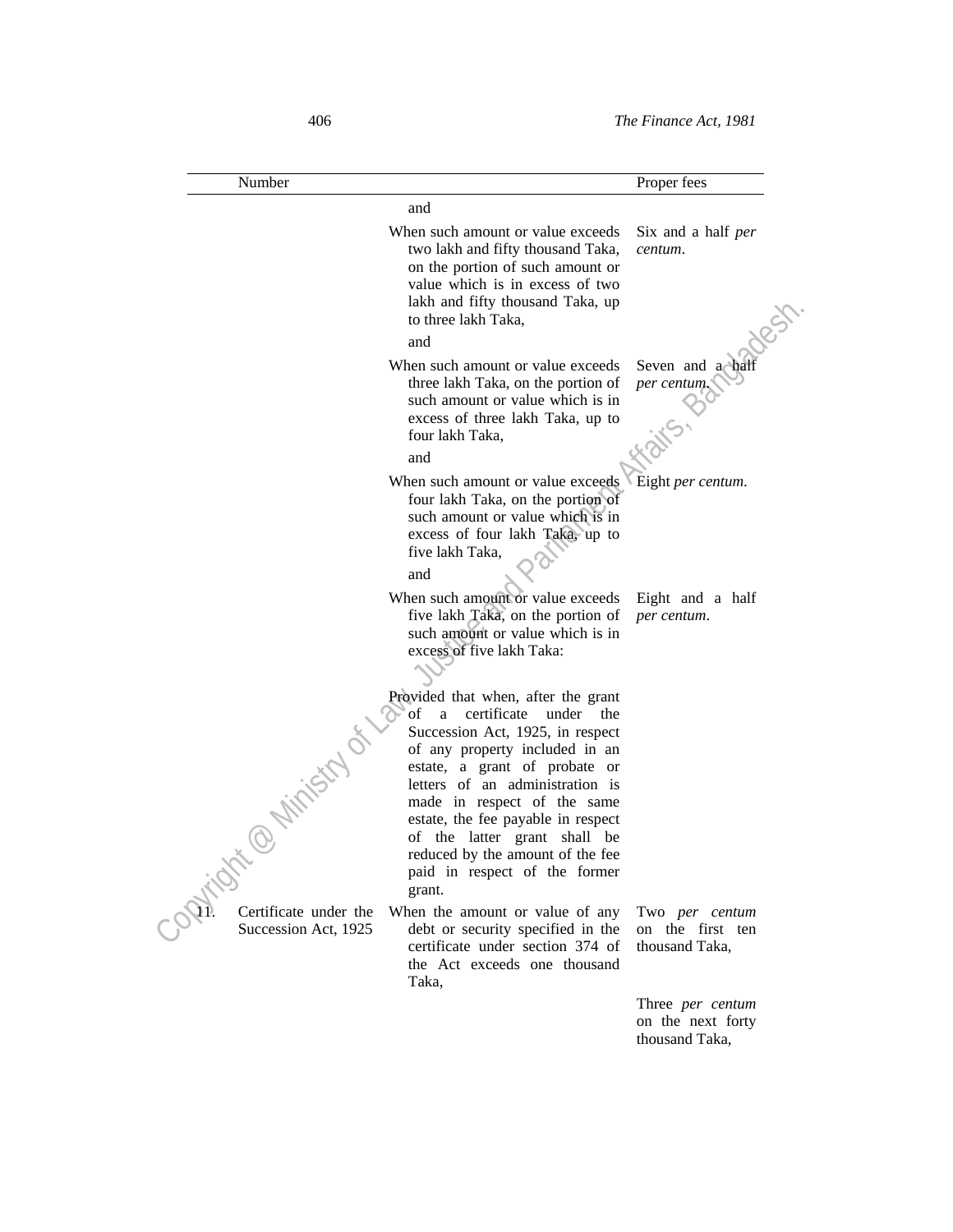| Number | | | Proper fees |
|---|---|---|---|
| | | and | |
| | | When such amount or value exceeds two lakh and fifty thousand Taka, on the portion of such amount or value which is in excess of two lakh and fifty thousand Taka, up to three lakh Taka, | Six and a half *per centum*. |
| | | and | |
| | | When such amount or value exceeds three lakh Taka, on the portion of such amount or value which is in excess of three lakh Taka, up to four lakh Taka, | Seven and a half *per centum*. |
| | | and | |
| | | When such amount or value exceeds four lakh Taka, on the portion of such amount or value which is in excess of four lakh Taka, up to five lakh Taka, | Eight *per centum*. |
| | | and | |
| | | When such amount or value exceeds five lakh Taka, on the portion of such amount or value which is in excess of five lakh Taka: | Eight and a half *per centum*. |
| | | Provided that when, after the grant of a certificate under the Succession Act, 1925, in respect of any property included in an estate, a grant of probate or letters of an administration is made in respect of the same estate, the fee payable in respect of the latter grant shall be reduced by the amount of the fee paid in respect of the former grant. | |
| 11. | Certificate under the Succession Act, 1925 | When the amount or value of any debt or security specified in the certificate under section 374 of the Act exceeds one thousand Taka, | Two *per centum* on the first ten thousand Taka, |
| | | | Three *per centum* on the next forty thousand Taka, |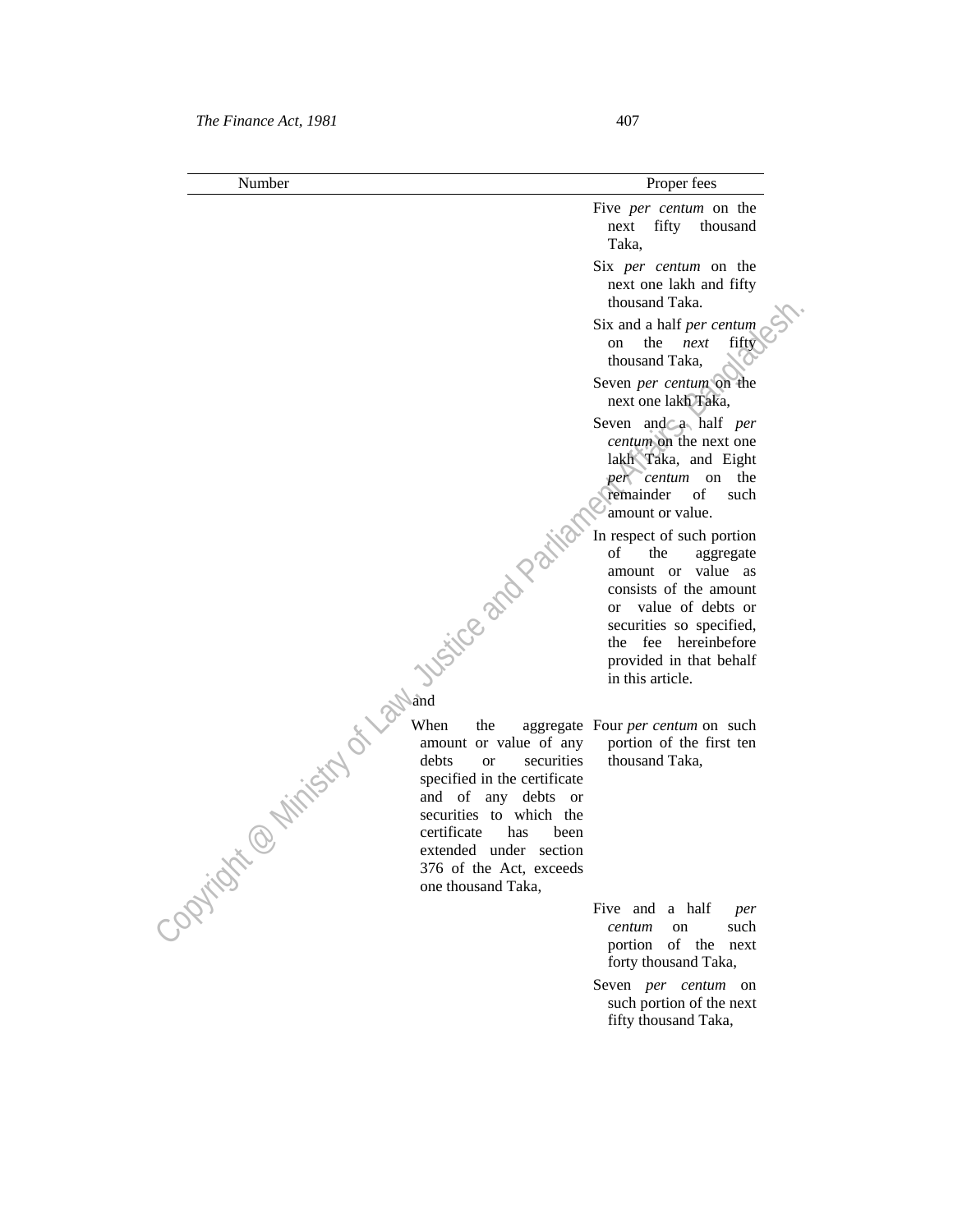| Number | | Proper fees |
|---|---|---|
| | | Five *per centum* on the next fifty thousand Taka, |
| | | Six *per centum* on the next one lakh and fifty thousand Taka. |
| | | Six and a half *per centum* on the *next* fifty thousand Taka, |
| | | Seven *per centum* on the next one lakh Taka, |
| | | Seven and a half *per centum* on the next one lakh Taka, and Eight *per centum* on the remainder of such amount or value. |
| | | In respect of such portion of the aggregate amount or value as consists of the amount or value of debts or securities so specified, the fee hereinbefore provided in that behalf in this article. |
| | and | |
| | When the aggregate amount or value of any debts or securities specified in the certificate and of any debts or securities to which the certificate has been extended under section 376 of the Act, exceeds one thousand Taka, | Four *per centum* on such portion of the first ten thousand Taka, |
| | | Five and a half *per centum* on such portion of the next forty thousand Taka, |
| | | Seven *per centum* on such portion of the next fifty thousand Taka, |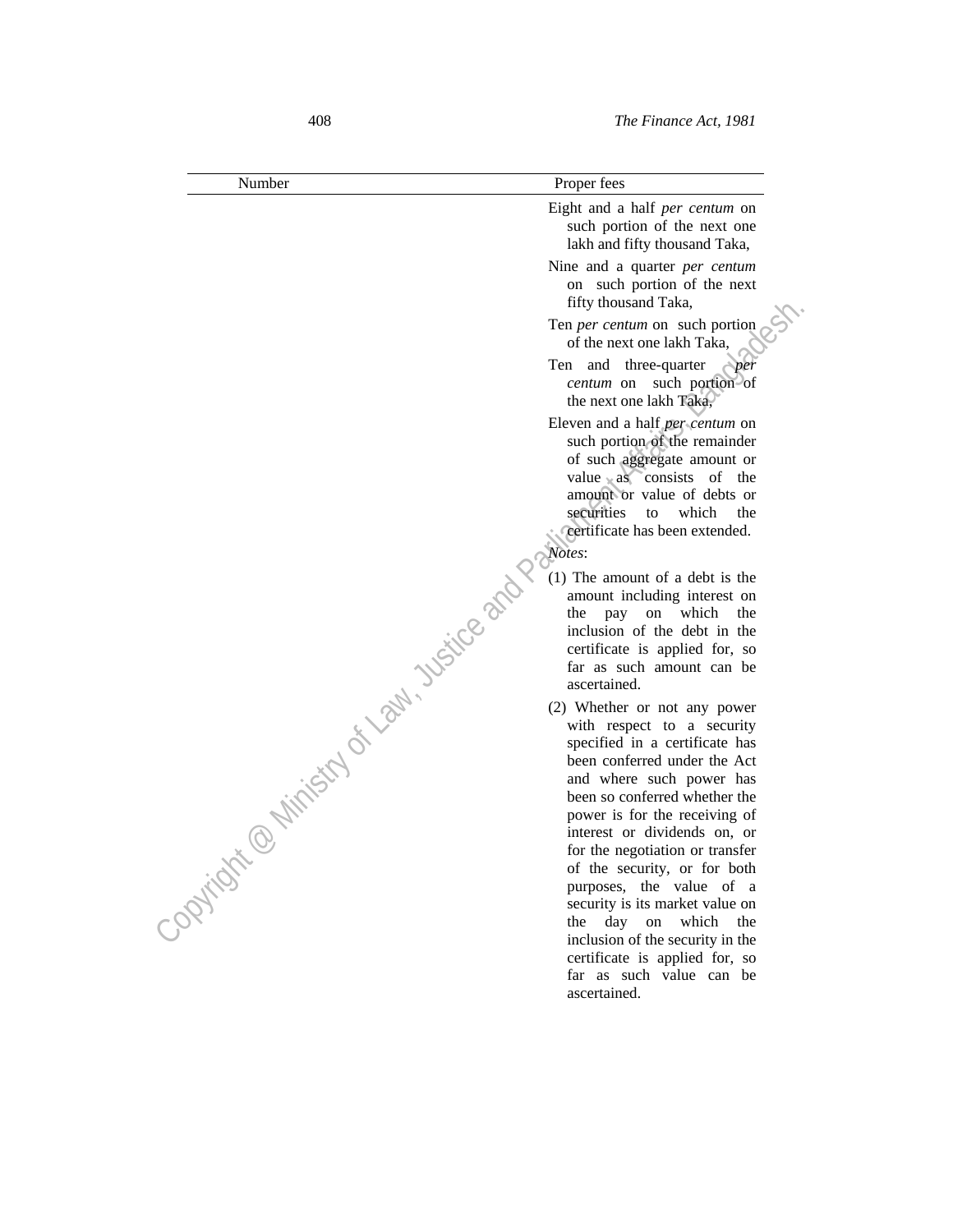| Number | Proper fees |
|---|---|
| | Eight and a half *per centum* on such portion of the next one lakh and fifty thousand Taka, |
| | Nine and a quarter *per centum* on such portion of the next fifty thousand Taka, |
| | Ten *per centum* on such portion of the next one lakh Taka, |
| | Ten and three-quarter *per centum* on such portion of the next one lakh Taka, |
| | Eleven and a half *per centum* on such portion of the remainder of such aggregate amount or value as consists of the amount or value of debts or securities to which the certificate has been extended. |
| | *Notes*: |
| | (1) The amount of a debt is the amount including interest on the pay on which the inclusion of the debt in the certificate is applied for, so far as such amount can be ascertained. |
| | (2) Whether or not any power with respect to a security specified in a certificate has been conferred under the Act and where such power has been so conferred whether the power is for the receiving of interest or dividends on, or for the negotiation or transfer of the security, or for both purposes, the value of a security is its market value on the day on which the inclusion of the security in the certificate is applied for, so far as such value can be ascertained. |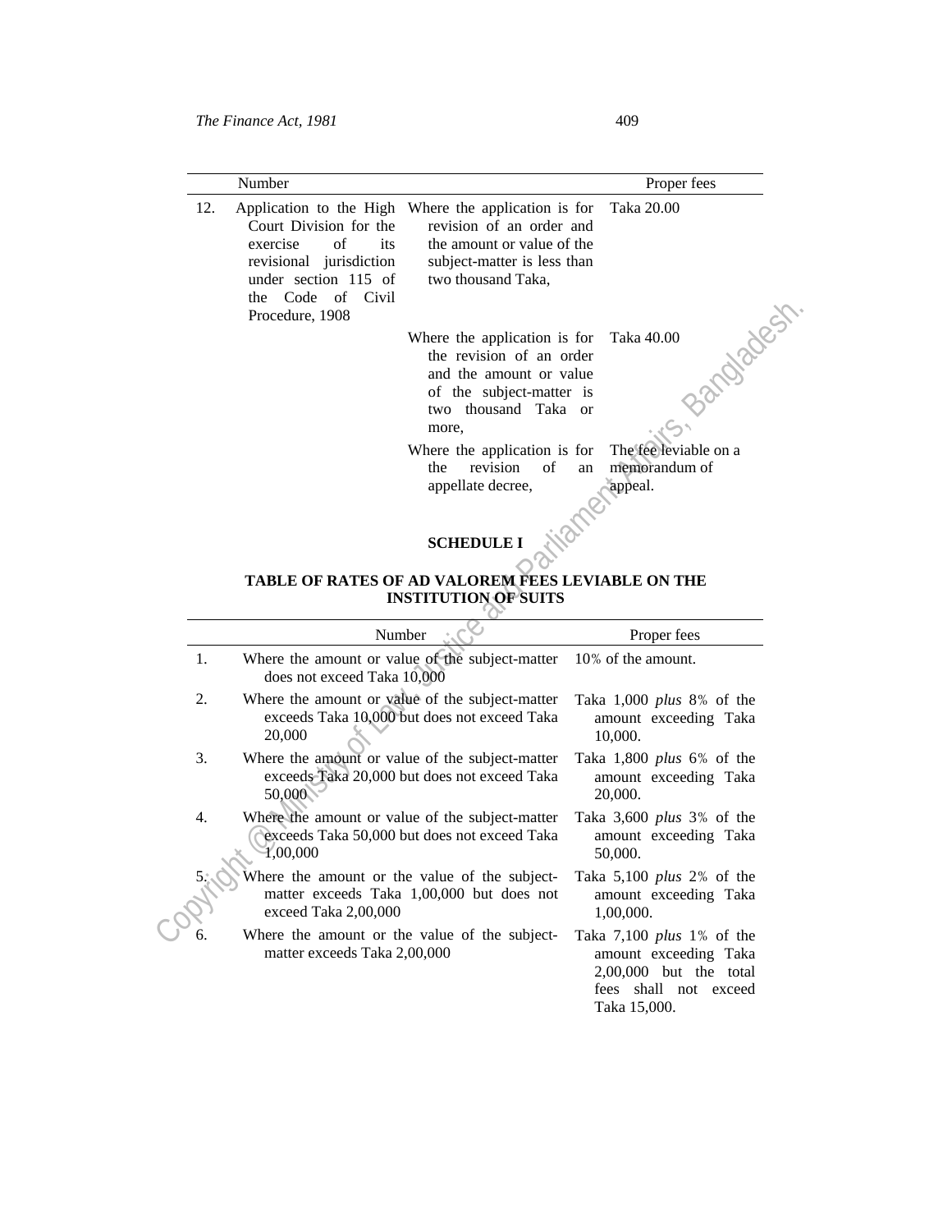| Number | | Proper fees |
|---|---|---|
| 12. Application to the High Court Division for the exercise of its revisional jurisdiction under section 115 of the Code of Civil Procedure, 1908 | Where the application is for revision of an order and the amount or value of the subject-matter is less than two thousand Taka, | Taka 20.00 |
| | Where the application is for the revision of an order and the amount or value of the subject-matter is two thousand Taka or more, | Taka 40.00 |
| | Where the application is for the revision of an appellate decree, | The fee leviable on a memorandum of appeal. |

## SCHEDULE I

### TABLE OF RATES OF AD VALOREM FEES LEVIABLE ON THE INSTITUTION OF SUITS

| | Number | Proper fees |
|---|---|---|
| 1. | Where the amount or value of the subject-matter does not exceed Taka 10,000 | 10% of the amount. |
| 2. | Where the amount or value of the subject-matter exceeds Taka 10,000 but does not exceed Taka 20,000 | Taka 1,000 *plus* 8% of the amount exceeding Taka 10,000. |
| 3. | Where the amount or value of the subject-matter exceeds Taka 20,000 but does not exceed Taka 50,000 | Taka 1,800 *plus* 6% of the amount exceeding Taka 20,000. |
| 4. | Where the amount or value of the subject-matter exceeds Taka 50,000 but does not exceed Taka 1,00,000 | Taka 3,600 *plus* 3% of the amount exceeding Taka 50,000. |
| 5. | Where the amount or the value of the subject-matter exceeds Taka 1,00,000 but does not exceed Taka 2,00,000 | Taka 5,100 *plus* 2% of the amount exceeding Taka 1,00,000. |
| 6. | Where the amount or the value of the subject-matter exceeds Taka 2,00,000 | Taka 7,100 *plus* 1% of the amount exceeding Taka 2,00,000 but the total fees shall not exceed Taka 15,000. |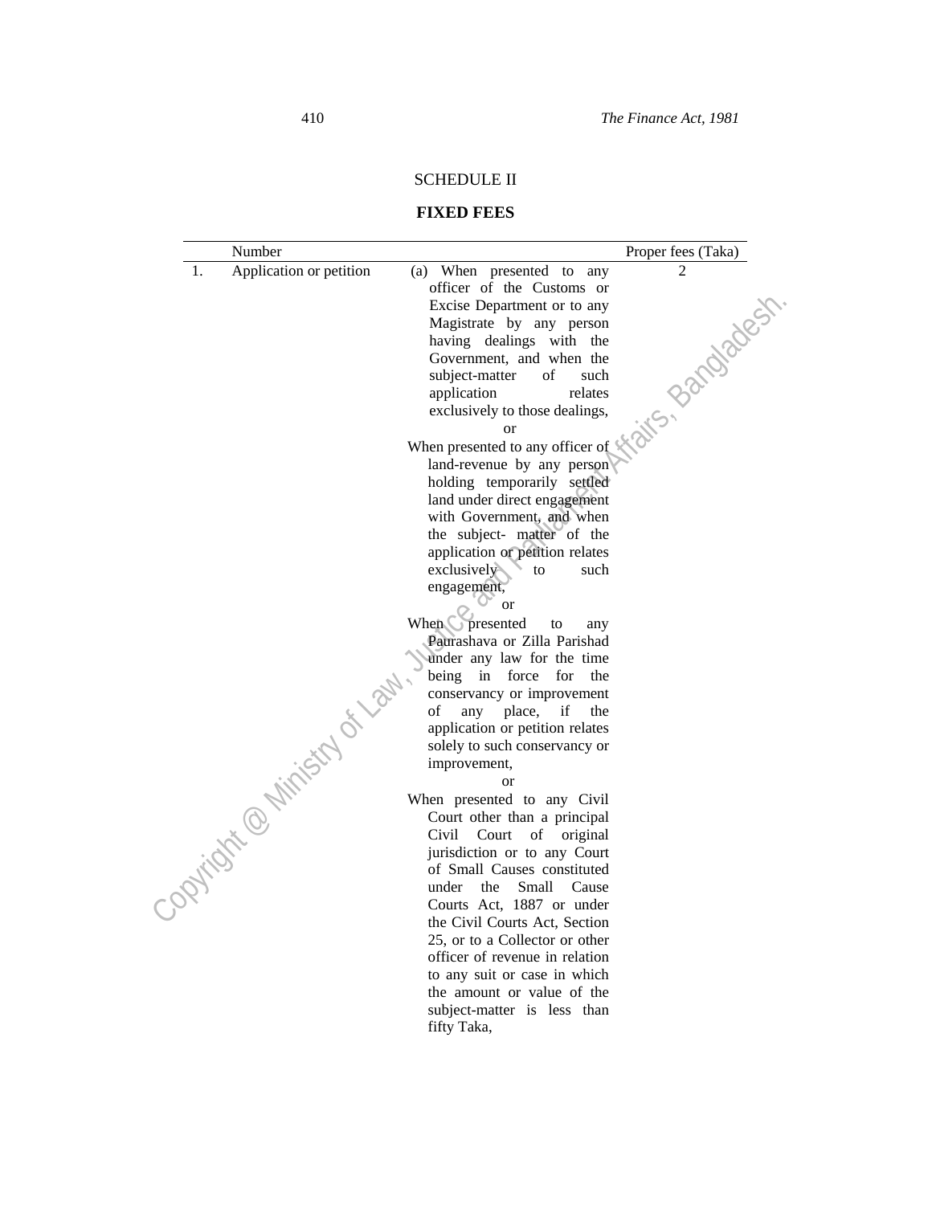## SCHEDULE II

### FIXED FEES

| | Number | | Proper fees (Taka) |
|---|---|---|---|
| 1. | Application or petition | (a) When presented to any officer of the Customs or Excise Department or to any Magistrate by any person having dealings with the Government, and when the subject-matter of such application relates exclusively to those dealings,<br>or<br>When presented to any officer of land-revenue by any person holding temporarily settled land under direct engagement with Government, and when the subject- matter of the application or petition relates exclusively to such engagement,<br>or<br>When presented to any Paurashava or Zilla Parishad under any law for the time being in force for the conservancy or improvement of any place, if the application or petition relates solely to such conservancy or improvement,<br>or<br>When presented to any Civil Court other than a principal Civil Court of original jurisdiction or to any Court of Small Causes constituted under the Small Cause Courts Act, 1887 or under the Civil Courts Act, Section 25, or to a Collector or other officer of revenue in relation to any suit or case in which the amount or value of the subject-matter is less than fifty Taka, | 2 |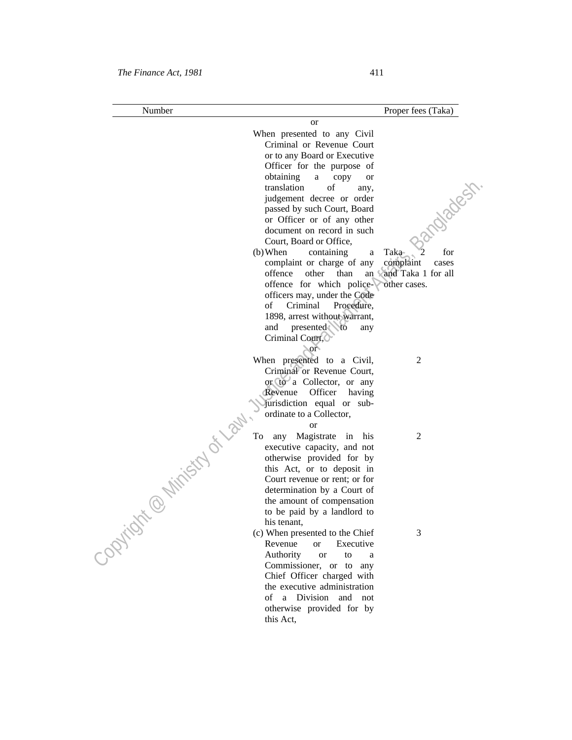| Number | | Proper fees (Taka) |
|---|---|---|
| | or<br>When presented to any Civil Criminal or Revenue Court or to any Board or Executive Officer for the purpose of obtaining a copy or translation of any, judgement decree or order passed by such Court, Board or Officer or of any other document on record in such Court, Board or Office, | |
| | (b) When containing a complaint or charge of any offence other than an offence for which police-officers may, under the Code of Criminal Procedure, 1898, arrest without warrant, and presented to any Criminal Court, | Taka 2 for complaint cases and Taka 1 for all other cases. |
| | or<br>When presented to a Civil, Criminal or Revenue Court, or to a Collector, or any Revenue Officer having jurisdiction equal or sub-ordinate to a Collector, | 2 |
| | or<br>To any Magistrate in his executive capacity, and not otherwise provided for by this Act, or to deposit in Court revenue or rent; or for determination by a Court of the amount of compensation to be paid by a landlord to his tenant, | 2 |
| | (c) When presented to the Chief Revenue or Executive Authority or to a Commissioner, or to any Chief Officer charged with the executive administration of a Division and not otherwise provided for by this Act, | 3 |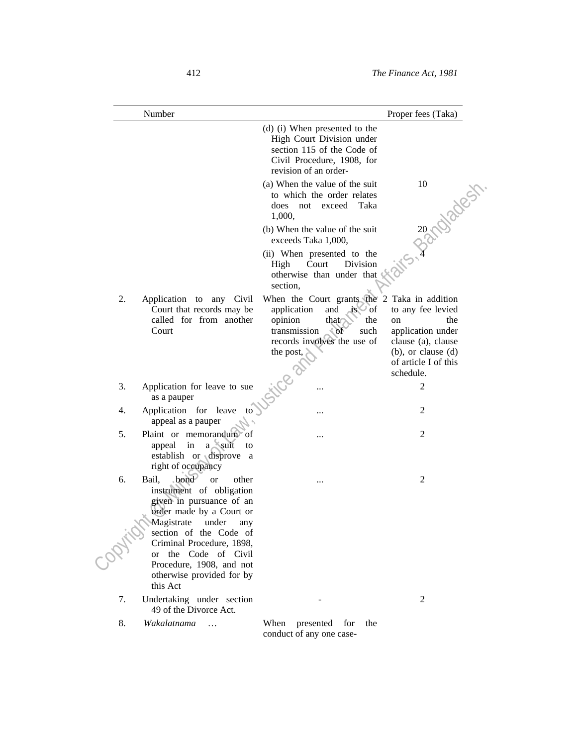| | Number | | Proper fees (Taka) |
|---|---|---|---|
| | | (d) (i) When presented to the High Court Division under section 115 of the Code of Civil Procedure, 1908, for revision of an order- | |
| | | (a) When the value of the suit to which the order relates does not exceed Taka 1,000, | 10 |
| | | (b) When the value of the suit exceeds Taka 1,000, | 20 |
| | | (ii) When presented to the High Court Division otherwise than under that section, | 4 |
| 2. | Application to any Civil Court that records may be called for from another Court | When the Court grants the application and is of opinion that the transmission of such records involves the use of the post, | 2 Taka in addition to any fee levied on the application under clause (a), clause (b), or clause (d) of article I of this schedule. |
| 3. | Application for leave to sue as a pauper | ... | 2 |
| 4. | Application for leave to appeal as a pauper | ... | 2 |
| 5. | Plaint or memorandum of appeal in a suit to establish or disprove a right of occupancy | ... | 2 |
| 6. | Bail, bond or other instrument of obligation given in pursuance of an order made by a Court or Magistrate under any section of the Code of Criminal Procedure, 1898, or the Code of Civil Procedure, 1908, and not otherwise provided for by this Act | ... | 2 |
| 7. | Undertaking under section 49 of the Divorce Act. | - | 2 |
| 8. | *Wakalatnama* … | When presented for the conduct of any one case- | |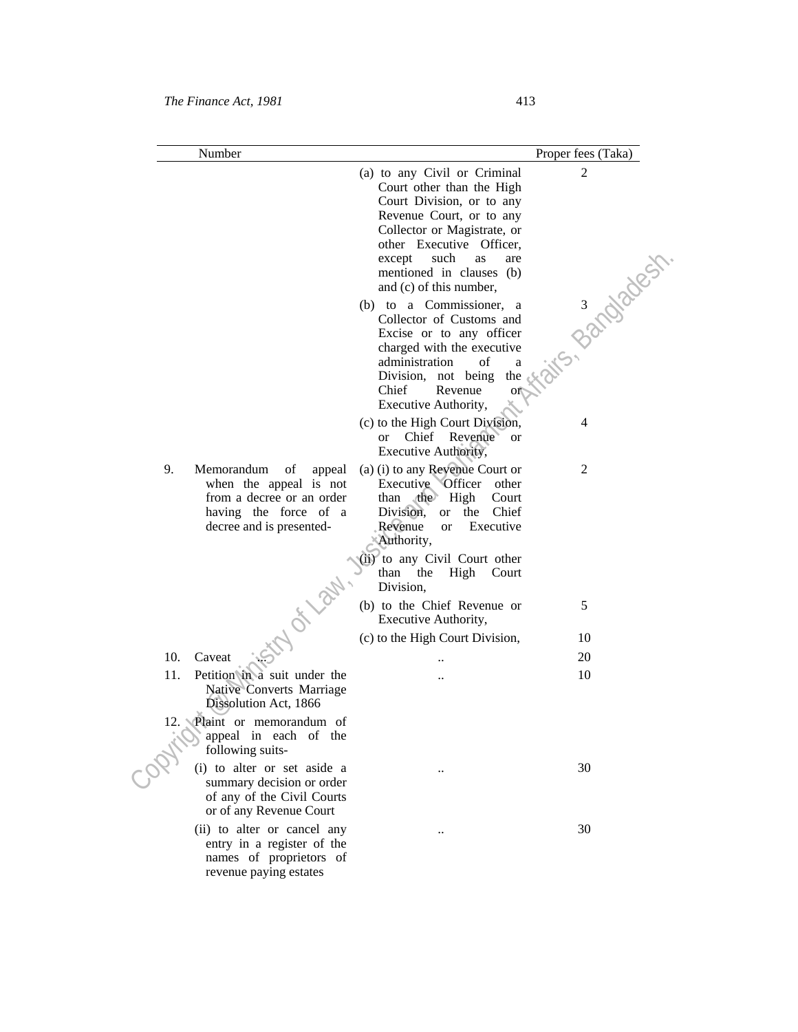| Number | | | Proper fees (Taka) |
|---|---|---|---|
| | | (a) to any Civil or Criminal Court other than the High Court Division, or to any Revenue Court, or to any Collector or Magistrate, or other Executive Officer, except such as are mentioned in clauses (b) and (c) of this number, | 2 |
| | | (b) to a Commissioner, a Collector of Customs and Excise or to any officer charged with the executive administration of a Division, not being the Chief Revenue or Executive Authority, | 3 |
| | | (c) to the High Court Division, or Chief Revenue or Executive Authority, | 4 |
| 9. | Memorandum of appeal when the appeal is not from a decree or an order having the force of a decree and is presented- | (a) (i) to any Revenue Court or Executive Officer other than the High Court Division, or the Chief Revenue or Executive Authority, | 2 |
| | | (ii) to any Civil Court other than the High Court Division, | |
| | | (b) to the Chief Revenue or Executive Authority, | 5 |
| | | (c) to the High Court Division, | 10 |
| 10. | Caveat ... | .. | 20 |
| 11. | Petition in a suit under the Native Converts Marriage Dissolution Act, 1866 | .. | 10 |
| 12. | Plaint or memorandum of appeal in each of the following suits- | | |
| | (i) to alter or set aside a summary decision or order of any of the Civil Courts or of any Revenue Court | .. | 30 |
| | (ii) to alter or cancel any entry in a register of the names of proprietors of revenue paying estates | .. | 30 |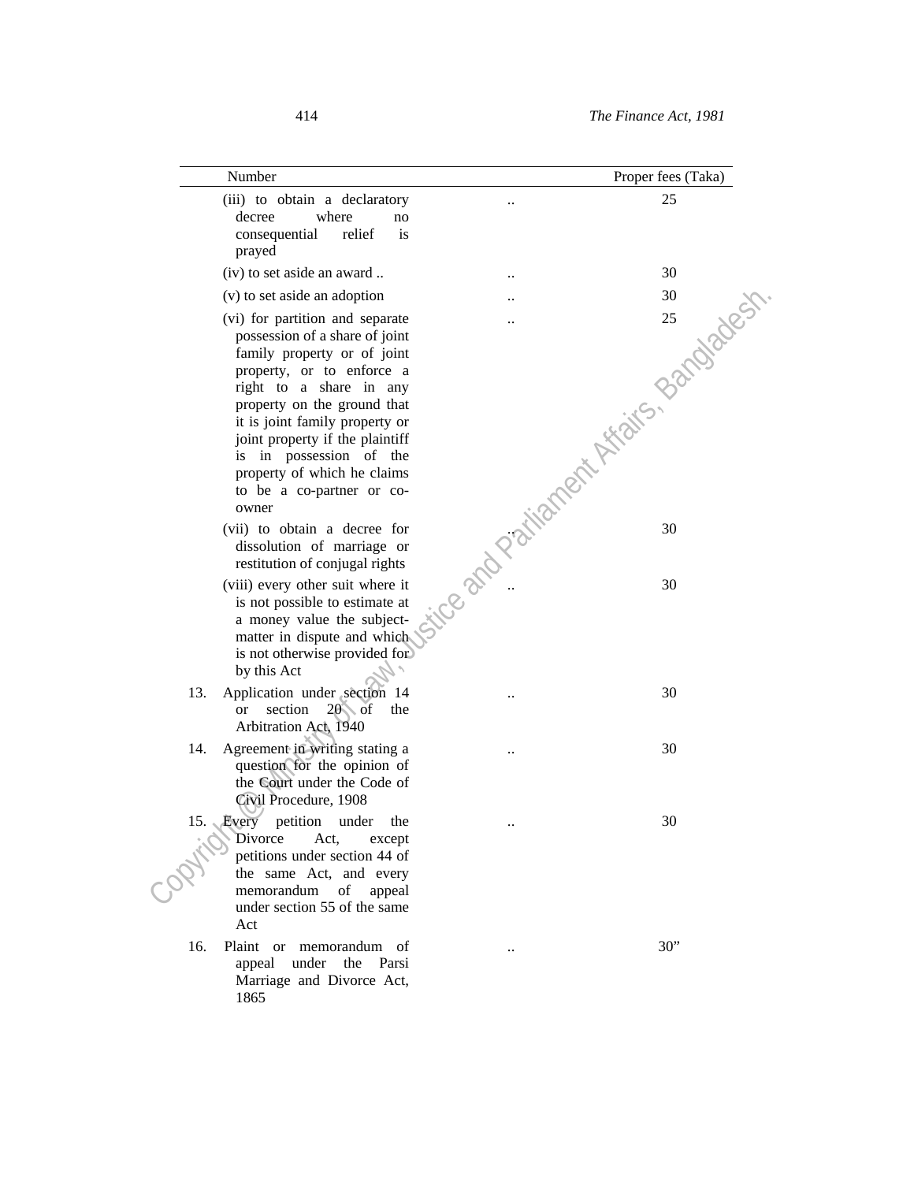| Number | | Proper fees (Taka) |
|---|---|---|
| (iii) to obtain a declaratory decree where no consequential relief is prayed | .. | 25 |
| (iv) to set aside an award .. | .. | 30 |
| (v) to set aside an adoption | .. | 30 |
| (vi) for partition and separate possession of a share of joint family property or of joint property, or to enforce a right to a share in any property on the ground that it is joint family property or joint property if the plaintiff is in possession of the property of which he claims to be a co-partner or co-owner | .. | 25 |
| (vii) to obtain a decree for dissolution of marriage or restitution of conjugal rights | .. | 30 |
| (viii) every other suit where it is not possible to estimate at a money value the subject-matter in dispute and which is not otherwise provided for by this Act | .. | 30 |
| 13. Application under section 14 or section 20 of the Arbitration Act, 1940 | .. | 30 |
| 14. Agreement in writing stating a question for the opinion of the Court under the Code of Civil Procedure, 1908 | .. | 30 |
| 15. Every petition under the Divorce Act, except petitions under section 44 of the same Act, and every memorandum of appeal under section 55 of the same Act | .. | 30 |
| 16. Plaint or memorandum of appeal under the Parsi Marriage and Divorce Act, 1865 | .. | 30” |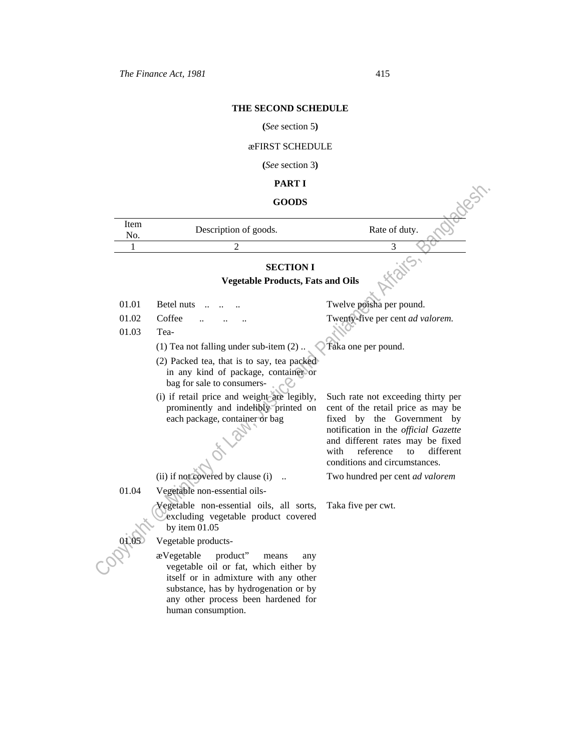## THE SECOND SCHEDULE

**(***See* section 5**)**

æFIRST SCHEDULE

**(***See* section 3**)**

### PART I

### GOODS

| Item No. | Description of goods. | Rate of duty. |
|---|---|---|
| 1 | 2 | 3 |
| | **SECTION I** **Vegetable Products, Fats and Oils** | |
| 01.01 | Betel nuts .. .. .. | Twelve poisha per pound. |
| 01.02 | Coffee .. .. .. | Twenty-five per cent *ad valorem.* |
| 01.03 | Tea- | |
| | (1) Tea not falling under sub-item (2) .. | Taka one per pound. |
| | (2) Packed tea, that is to say, tea packed in any kind of package, container or bag for sale to consumers- | |
| | (i) if retail price and weight are legibly, prominently and indelibly printed on each package, container or bag | Such rate not exceeding thirty per cent of the retail price as may be fixed by the Government by notification in the *official Gazette* and different rates may be fixed with reference to different conditions and circumstances. |
| | (ii) if not covered by clause (i) .. | Two hundred per cent *ad valorem* |
| 01.04 | Vegetable non-essential oils- | |
| | Vegetable non-essential oils, all sorts, excluding vegetable product covered by item 01.05 | Taka five per cwt. |
| 01.05 | Vegetable products- | |
| | æVegetable product" means any vegetable oil or fat, which either by itself or in admixture with any other substance, has by hydrogenation or by any other process been hardened for human consumption. | |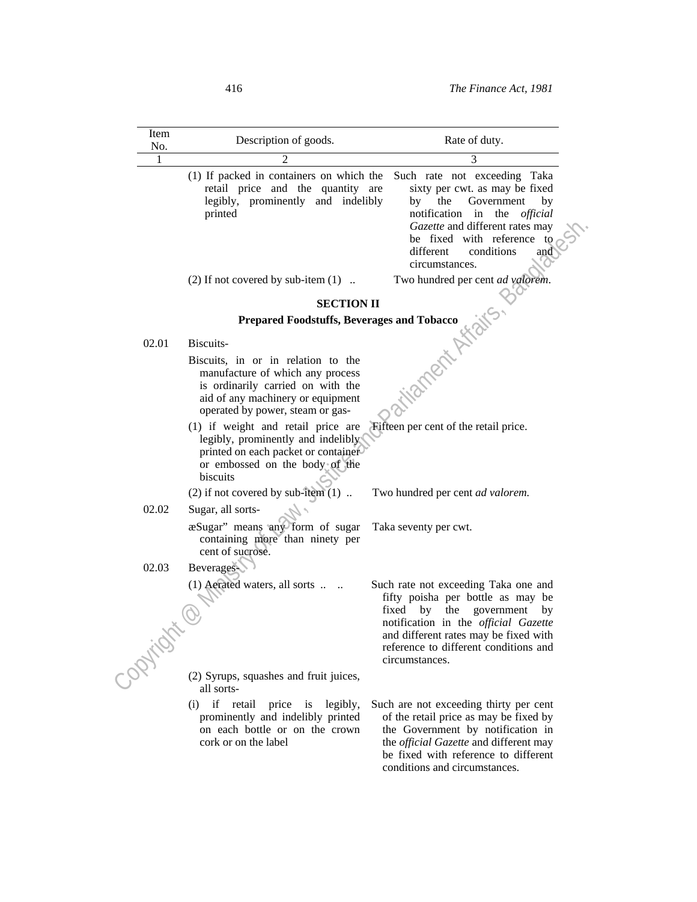| Item No. | Description of goods. | Rate of duty. |
|---|---|---|
| 1 | 2 | 3 |
| | (1) If packed in containers on which the retail price and the quantity are legibly, prominently and indelibly printed | Such rate not exceeding Taka sixty per cwt. as may be fixed by the Government by notification in the *official Gazette* and different rates may be fixed with reference to different conditions and circumstances. |
| | (2) If not covered by sub-item (1) .. | Two hundred per cent *ad valorem*. |

**SECTION II**

**Prepared Foodstuffs, Beverages and Tobacco**

| Item No. | Description of goods. | Rate of duty. |
|---|---|---|
| 02.01 | Biscuits- | |
| | Biscuits, in or in relation to the manufacture of which any process is ordinarily carried on with the aid of any machinery or equipment operated by power, steam or gas- | |
| | (1) if weight and retail price are legibly, prominently and indelibly printed on each packet or container or embossed on the body of the biscuits | Fifteen per cent of the retail price. |
| | (2) if not covered by sub-item (1) .. | Two hundred per cent *ad valorem.* |
| 02.02 | Sugar, all sorts- | |
| | æSugar" means any form of sugar containing more than ninety per cent of sucrose. | Taka seventy per cwt. |
| 02.03 | Beverages- | |
| | (1) Aerated waters, all sorts .. .. | Such rate not exceeding Taka one and fifty poisha per bottle as may be fixed by the government by notification in the *official Gazette* and different rates may be fixed with reference to different conditions and circumstances. |
| | (2) Syrups, squashes and fruit juices, all sorts- | |
| | (i) if retail price is legibly, prominently and indelibly printed on each bottle or on the crown cork or on the label | Such are not exceeding thirty per cent of the retail price as may be fixed by the Government by notification in the *official Gazette* and different may be fixed with reference to different conditions and circumstances. |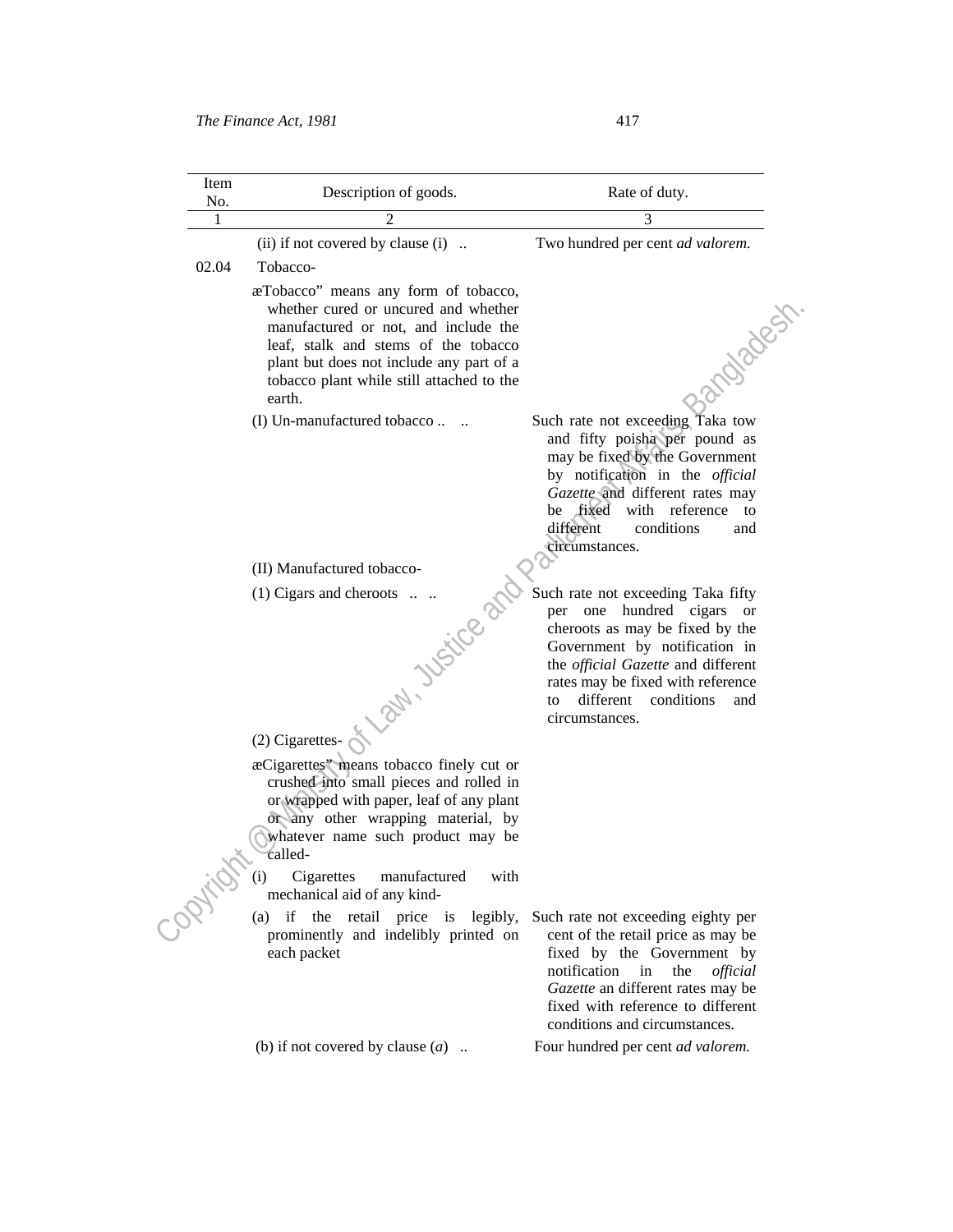| Item No. | Description of goods. | Rate of duty. |
|---|---|---|
| 1 | 2 | 3 |
| | (ii) if not covered by clause (i) .. | Two hundred per cent *ad valorem.* |
| 02.04 | Tobacco- | |
| | æTobacco" means any form of tobacco, whether cured or uncured and whether manufactured or not, and include the leaf, stalk and stems of the tobacco plant but does not include any part of a tobacco plant while still attached to the earth. | |
| | (I) Un-manufactured tobacco .. .. | Such rate not exceeding Taka tow and fifty poisha per pound as may be fixed by the Government by notification in the *official Gazette* and different rates may be fixed with reference to different conditions and circumstances. |
| | (II) Manufactured tobacco- | |
| | (1) Cigars and cheroots .. .. | Such rate not exceeding Taka fifty per one hundred cigars or cheroots as may be fixed by the Government by notification in the *official Gazette* and different rates may be fixed with reference to different conditions and circumstances. |
| | (2) Cigarettes- | |
| | æCigarettes" means tobacco finely cut or crushed into small pieces and rolled in or wrapped with paper, leaf of any plant or any other wrapping material, by whatever name such product may be called- | |
| | (i) Cigarettes manufactured with mechanical aid of any kind- | |
| | (a) if the retail price is legibly, prominently and indelibly printed on each packet | Such rate not exceeding eighty per cent of the retail price as may be fixed by the Government by notification in the *official Gazette* an different rates may be fixed with reference to different conditions and circumstances. |
| | (b) if not covered by clause (*a*) .. | Four hundred per cent *ad valorem.* |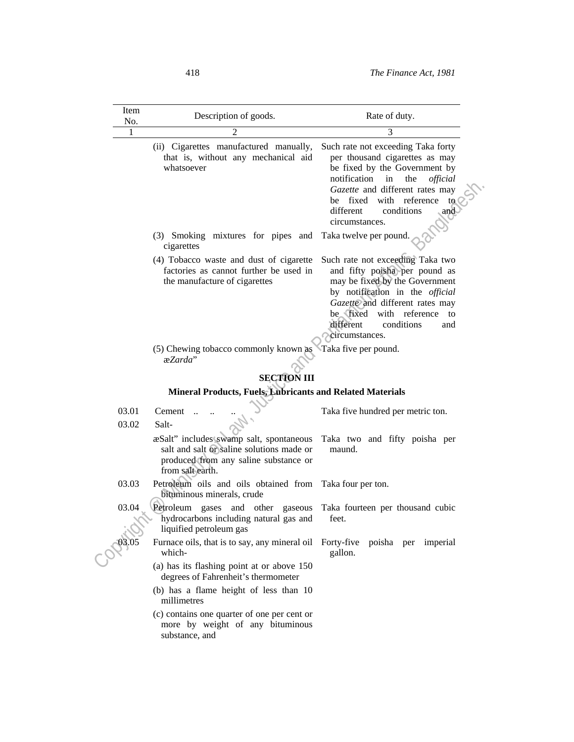| Item No. | Description of goods. | Rate of duty. |
|---|---|---|
| 1 | 2 | 3 |
| | (ii) Cigarettes manufactured manually, that is, without any mechanical aid whatsoever | Such rate not exceeding Taka forty per thousand cigarettes as may be fixed by the Government by notification in the *official Gazette* and different rates may be fixed with reference to different conditions and circumstances. |
| | (3) Smoking mixtures for pipes and cigarettes | Taka twelve per pound. |
| | (4) Tobacco waste and dust of cigarette factories as cannot further be used in the manufacture of cigarettes | Such rate not exceeding Taka two and fifty poisha per pound as may be fixed by the Government by notification in the *official Gazette* and different rates may be fixed with reference to different conditions and circumstances. |
| | (5) Chewing tobacco commonly known as æ*Zarda*" | Taka five per pound. |

**SECTION III**

**Mineral Products, Fuels, Lubricants and Related Materials**

| Item No. | Description of goods. | Rate of duty. |
|---|---|---|
| 03.01 | Cement .. .. .. | Taka five hundred per metric ton. |
| 03.02 | Salt- | |
| | æSalt" includes swamp salt, spontaneous salt and salt or saline solutions made or produced from any saline substance or from salt earth. | Taka two and fifty poisha per maund. |
| 03.03 | Petroleum oils and oils obtained from bituminous minerals, crude | Taka four per ton. |
| 03.04 | Petroleum gases and other gaseous hydrocarbons including natural gas and liquified petroleum gas | Taka fourteen per thousand cubic feet. |
| 03.05 | Furnace oils, that is to say, any mineral oil which-<br>(a) has its flashing point at or above 150 degrees of Fahrenheit's thermometer<br>(b) has a flame height of less than 10 millimetres<br>(c) contains one quarter of one per cent or more by weight of any bituminous substance, and | Forty-five poisha per imperial gallon. |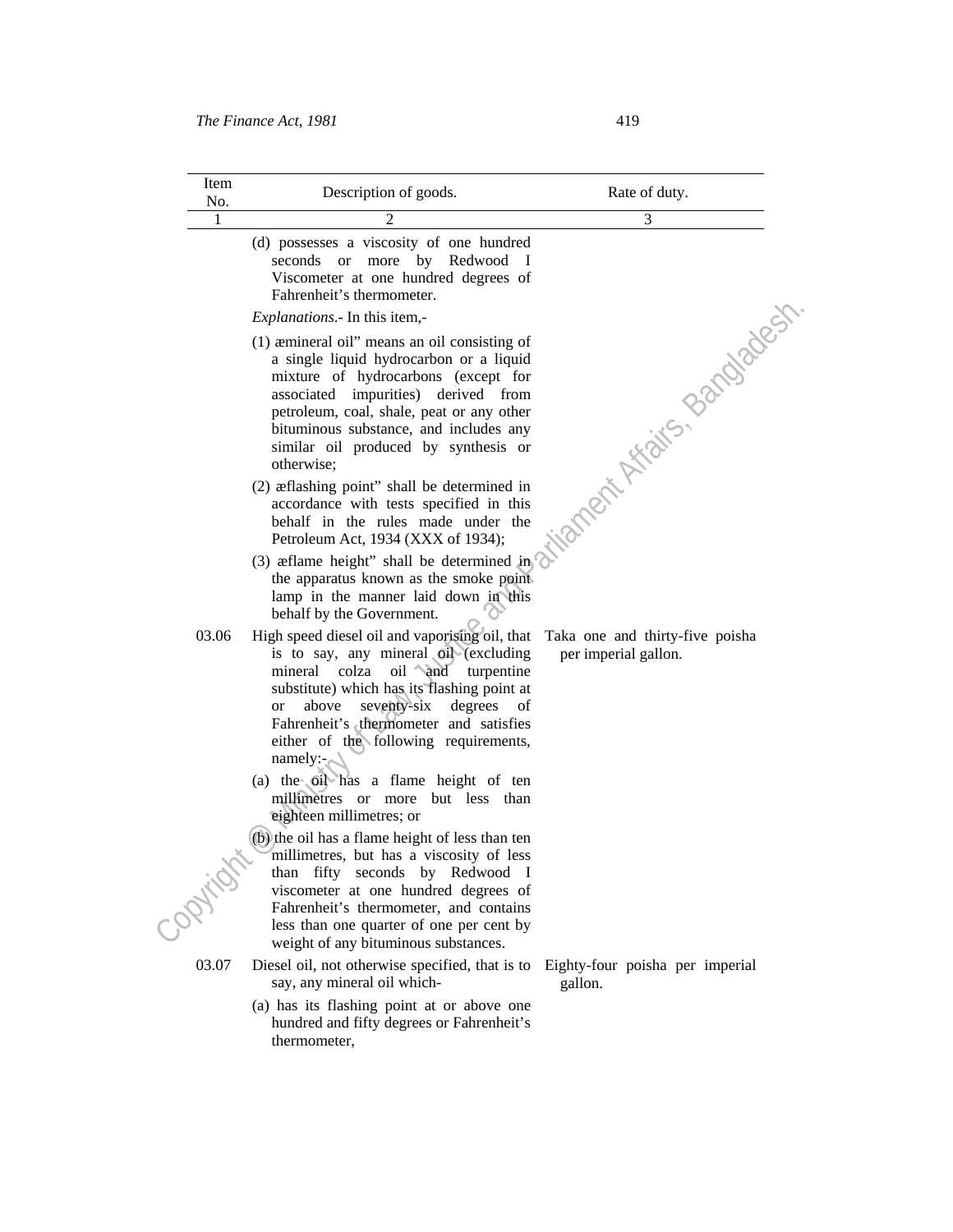| Item No. | Description of goods. | Rate of duty. |
|---|---|---|
| 1 | 2 | 3 |
| | (d) possesses a viscosity of one hundred seconds or more by Redwood I Viscometer at one hundred degrees of Fahrenheit's thermometer. | |
| | *Explanations*.- In this item,- | |
| | (1) æmineral oil" means an oil consisting of a single liquid hydrocarbon or a liquid mixture of hydrocarbons (except for associated impurities) derived from petroleum, coal, shale, peat or any other bituminous substance, and includes any similar oil produced by synthesis or otherwise; | |
| | (2) æflashing point" shall be determined in accordance with tests specified in this behalf in the rules made under the Petroleum Act, 1934 (XXX of 1934); | |
| | (3) æflame height" shall be determined in the apparatus known as the smoke point lamp in the manner laid down in this behalf by the Government. | |
| 03.06 | High speed diesel oil and vaporising oil, that is to say, any mineral oil (excluding mineral colza oil and turpentine substitute) which has its flashing point at or above seventy-six degrees of Fahrenheit's thermometer and satisfies either of the following requirements, namely:- | Taka one and thirty-five poisha per imperial gallon. |
| | (a) the oil has a flame height of ten millimetres or more but less than eighteen millimetres; or | |
| | (b) the oil has a flame height of less than ten millimetres, but has a viscosity of less than fifty seconds by Redwood I viscometer at one hundred degrees of Fahrenheit's thermometer, and contains less than one quarter of one per cent by weight of any bituminous substances. | |
| 03.07 | Diesel oil, not otherwise specified, that is to say, any mineral oil which- | Eighty-four poisha per imperial gallon. |
| | (a) has its flashing point at or above one hundred and fifty degrees or Fahrenheit's thermometer, | |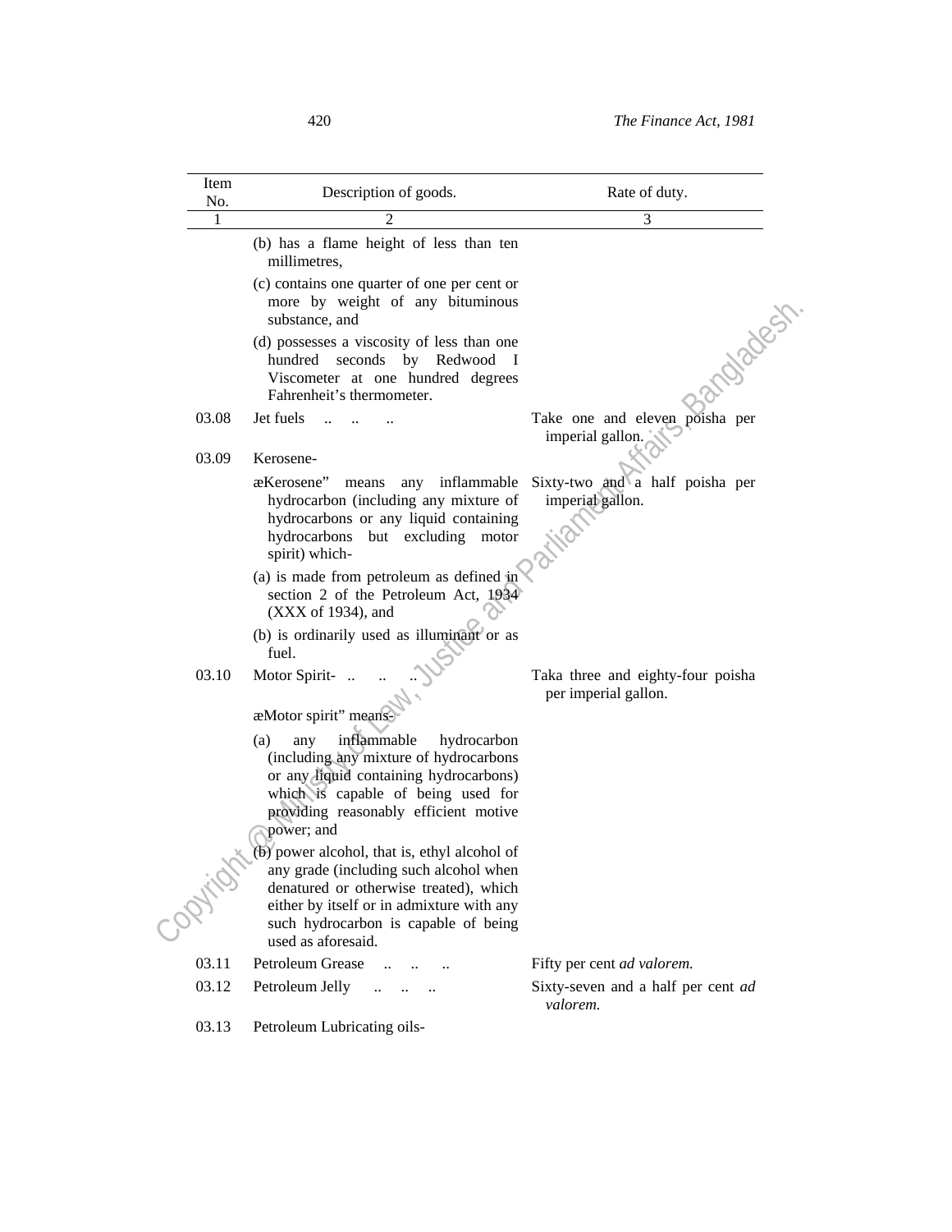| Item No. | Description of goods. | Rate of duty. |
|---|---|---|
| 1 | 2 | 3 |
| | (b) has a flame height of less than ten millimetres, | |
| | (c) contains one quarter of one per cent or more by weight of any bituminous substance, and | |
| | (d) possesses a viscosity of less than one hundred seconds by Redwood I Viscometer at one hundred degrees Fahrenheit's thermometer. | |
| 03.08 | Jet fuels .. .. .. | Take one and eleven poisha per imperial gallon. |
| 03.09 | Kerosene- | |
| | æKerosene" means any inflammable hydrocarbon (including any mixture of hydrocarbons or any liquid containing hydrocarbons but excluding motor spirit) which- | Sixty-two and a half poisha per imperial gallon. |
| | (a) is made from petroleum as defined in section 2 of the Petroleum Act, 1934 (XXX of 1934), and | |
| | (b) is ordinarily used as illuminant or as fuel. | |
| 03.10 | Motor Spirit- .. .. .. | Taka three and eighty-four poisha per imperial gallon. |
| | æMotor spirit" means- | |
| | (a) any inflammable hydrocarbon (including any mixture of hydrocarbons or any liquid containing hydrocarbons) which is capable of being used for providing reasonably efficient motive power; and | |
| | (b) power alcohol, that is, ethyl alcohol of any grade (including such alcohol when denatured or otherwise treated), which either by itself or in admixture with any such hydrocarbon is capable of being used as aforesaid. | |
| 03.11 | Petroleum Grease .. .. .. | Fifty per cent *ad valorem.* |
| 03.12 | Petroleum Jelly .. .. .. | Sixty-seven and a half per cent *ad valorem.* |
| 03.13 | Petroleum Lubricating oils- | |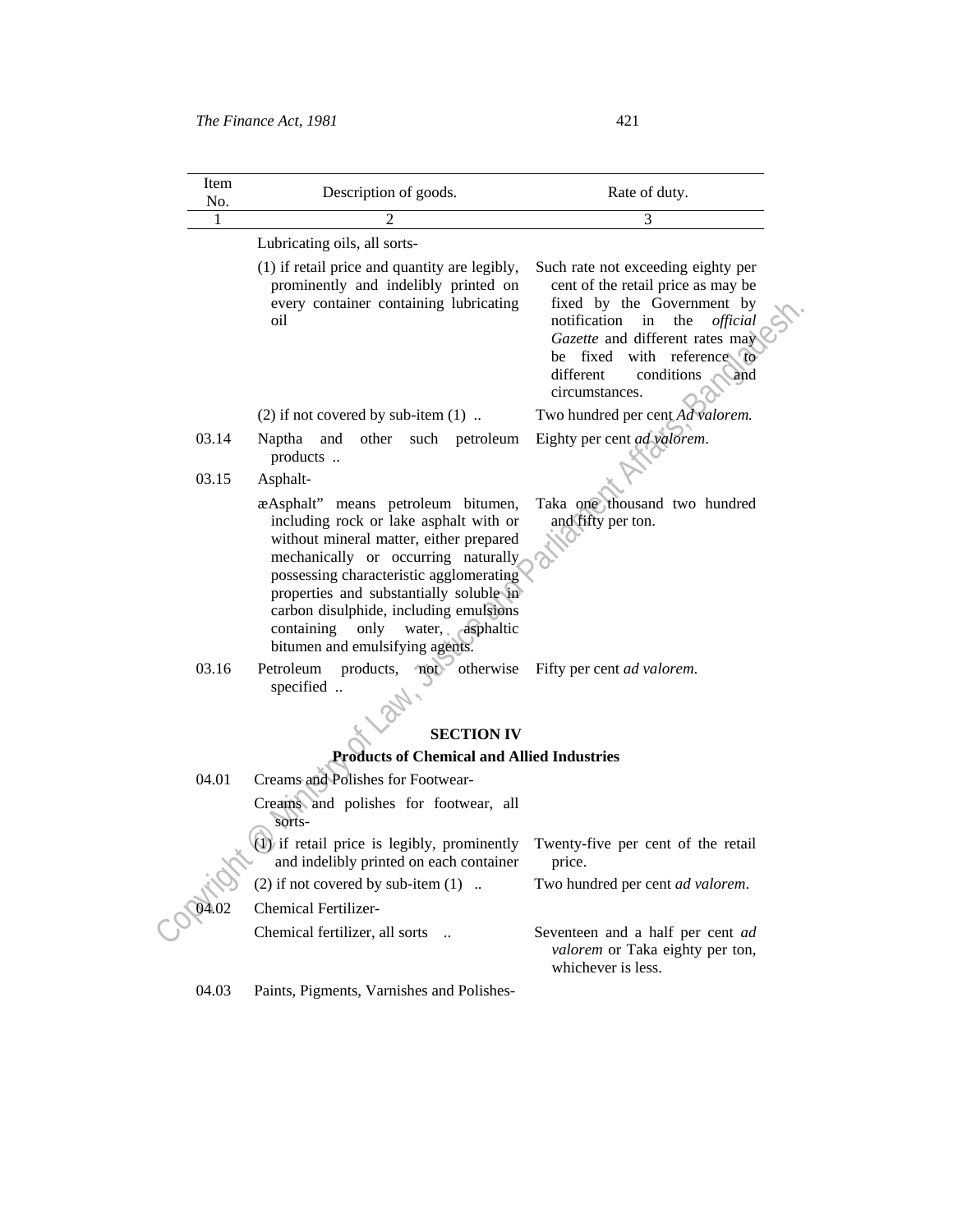| Item No. | Description of goods. | Rate of duty. |
|---|---|---|
| 1 | 2 | 3 |
| | Lubricating oils, all sorts- | |
| | (1) if retail price and quantity are legibly, prominently and indelibly printed on every container containing lubricating oil | Such rate not exceeding eighty per cent of the retail price as may be fixed by the Government by notification in the *official Gazette* and different rates may be fixed with reference to different conditions and circumstances. |
| | (2) if not covered by sub-item (1) .. | Two hundred per cent *Ad valorem.* |
| 03.14 | Naptha and other such petroleum products .. | Eighty per cent *ad valorem*. |
| 03.15 | Asphalt- | |
| | æAsphalt" means petroleum bitumen, including rock or lake asphalt with or without mineral matter, either prepared mechanically or occurring naturally possessing characteristic agglomerating properties and substantially soluble in carbon disulphide, including emulsions containing only water, asphaltic bitumen and emulsifying agents. | Taka one thousand two hundred and fifty per ton. |
| 03.16 | Petroleum products, not otherwise specified .. | Fifty per cent *ad valorem.* |

## SECTION IV

### Products of Chemical and Allied Industries

| Item No. | Description of goods. | Rate of duty. |
|---|---|---|
| 04.01 | Creams and Polishes for Footwear- | |
| | Creams and polishes for footwear, all sorts- | |
| | (1) if retail price is legibly, prominently and indelibly printed on each container | Twenty-five per cent of the retail price. |
| | (2) if not covered by sub-item (1) .. | Two hundred per cent *ad valorem*. |
| 04.02 | Chemical Fertilizer- | |
| | Chemical fertilizer, all sorts .. | Seventeen and a half per cent *ad valorem* or Taka eighty per ton, whichever is less. |
| 04.03 | Paints, Pigments, Varnishes and Polishes- | |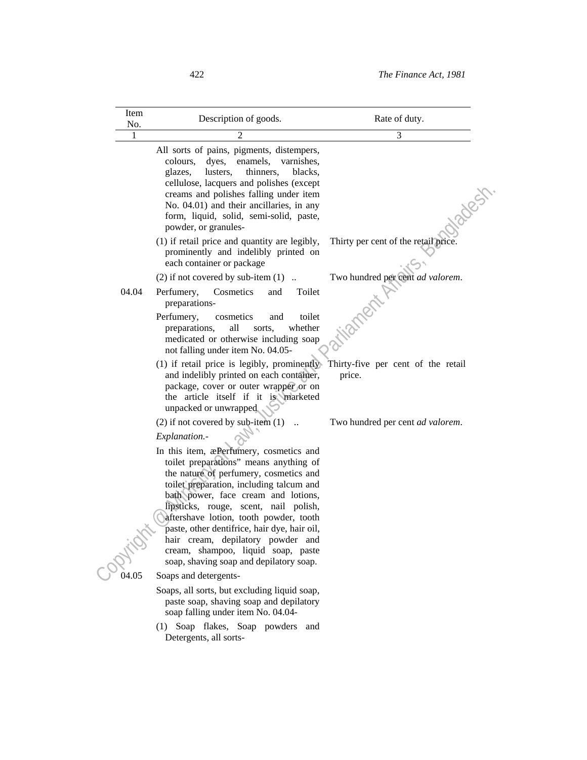| Item No. | Description of goods. | Rate of duty. |
|---|---|---|
| 1 | 2 | 3 |
| | All sorts of pains, pigments, distempers, colours, dyes, enamels, varnishes, glazes, lusters, thinners, blacks, cellulose, lacquers and polishes (except creams and polishes falling under item No. 04.01) and their ancillaries, in any form, liquid, solid, semi-solid, paste, powder, or granules- | |
| | (1) if retail price and quantity are legibly, prominently and indelibly printed on each container or package | Thirty per cent of the retail price. |
| | (2) if not covered by sub-item (1) .. | Two hundred per cent *ad valorem*. |
| 04.04 | Perfumery, Cosmetics and Toilet preparations- | |
| | Perfumery, cosmetics and toilet preparations, all sorts, whether medicated or otherwise including soap not falling under item No. 04.05- | |
| | (1) if retail price is legibly, prominently and indelibly printed on each container, package, cover or outer wrapper or on the article itself if it is marketed unpacked or unwrapped | Thirty-five per cent of the retail price. |
| | (2) if not covered by sub-item (1) .. | Two hundred per cent *ad valorem*. |
| | *Explanation.*- | |
| | In this item, æPerfumery, cosmetics and toilet preparations" means anything of the nature of perfumery, cosmetics and toilet preparation, including talcum and bath power, face cream and lotions, lipsticks, rouge, scent, nail polish, aftershave lotion, tooth powder, tooth paste, other dentifrice, hair dye, hair oil, hair cream, depilatory powder and cream, shampoo, liquid soap, paste soap, shaving soap and depilatory soap. | |
| 04.05 | Soaps and detergents- | |
| | Soaps, all sorts, but excluding liquid soap, paste soap, shaving soap and depilatory soap falling under item No. 04.04- | |
| | (1) Soap flakes, Soap powders and Detergents, all sorts- | |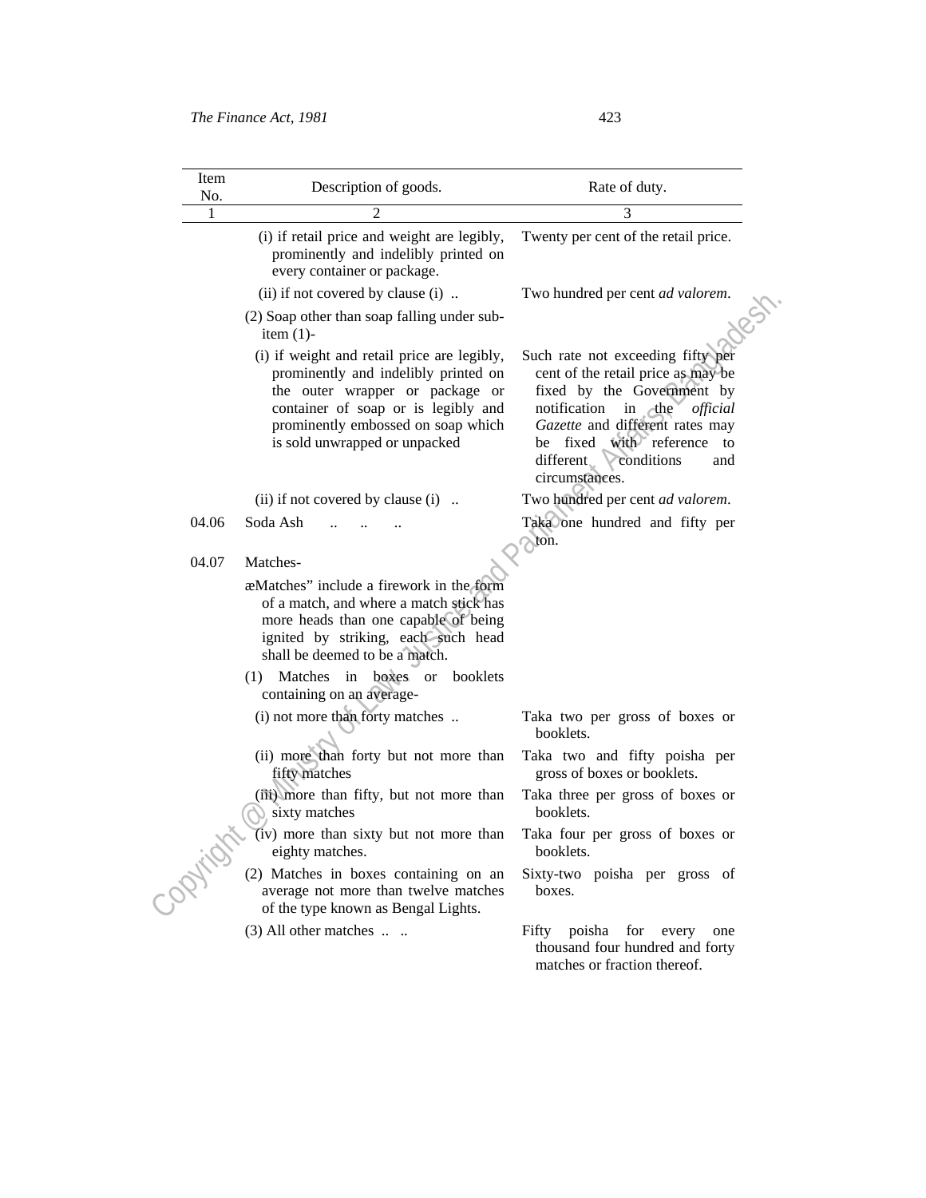| Item No. | Description of goods. | Rate of duty. |
|---|---|---|
| 1 | 2 | 3 |
| | (i) if retail price and weight are legibly, prominently and indelibly printed on every container or package. | Twenty per cent of the retail price. |
| | (ii) if not covered by clause (i) .. | Two hundred per cent *ad valorem*. |
| | (2) Soap other than soap falling under sub-item (1)- | |
| | (i) if weight and retail price are legibly, prominently and indelibly printed on the outer wrapper or package or container of soap or is legibly and prominently embossed on soap which is sold unwrapped or unpacked | Such rate not exceeding fifty per cent of the retail price as may be fixed by the Government by notification in the *official Gazette* and different rates may be fixed with reference to different conditions and circumstances. |
| | (ii) if not covered by clause (i) .. | Two hundred per cent *ad valorem*. |
| 04.06 | Soda Ash .. .. .. | Taka one hundred and fifty per ton. |
| 04.07 | Matches- | |
| | æMatches" include a firework in the form of a match, and where a match stick has more heads than one capable of being ignited by striking, each such head shall be deemed to be a match. | |
| | (1) Matches in boxes or booklets containing on an average- | |
| | (i) not more than forty matches .. | Taka two per gross of boxes or booklets. |
| | (ii) more than forty but not more than fifty matches | Taka two and fifty poisha per gross of boxes or booklets. |
| | (iii) more than fifty, but not more than sixty matches | Taka three per gross of boxes or booklets. |
| | (iv) more than sixty but not more than eighty matches. | Taka four per gross of boxes or booklets. |
| | (2) Matches in boxes containing on an average not more than twelve matches of the type known as Bengal Lights. | Sixty-two poisha per gross of boxes. |
| | (3) All other matches .. .. | Fifty poisha for every one thousand four hundred and forty matches or fraction thereof. |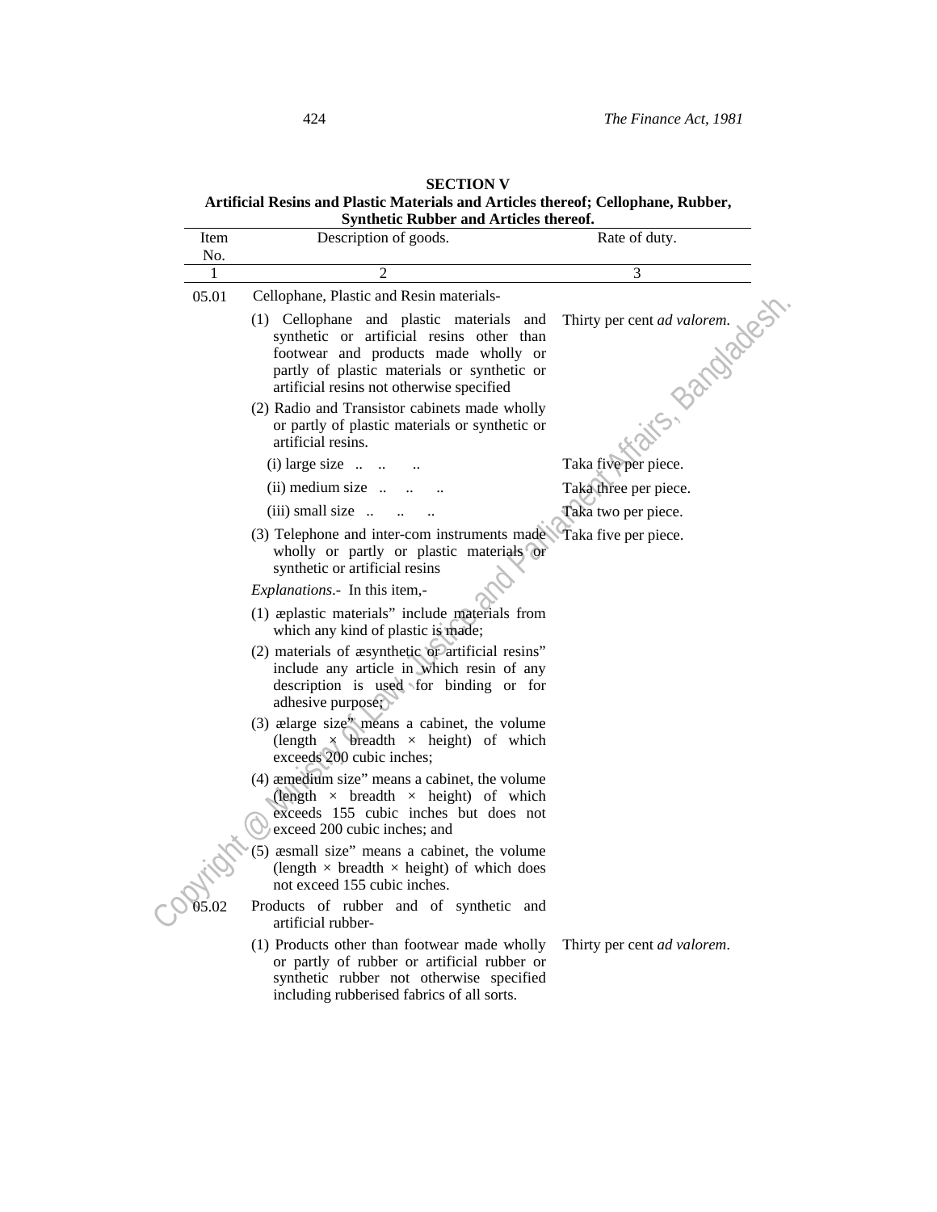## SECTION V

### Artificial Resins and Plastic Materials and Articles thereof; Cellophane, Rubber, Synthetic Rubber and Articles thereof.

| Item No. | Description of goods. | Rate of duty. |
|---|---|---|
| 1 | 2 | 3 |
| 05.01 | Cellophane, Plastic and Resin materials- | |
| | (1) Cellophane and plastic materials and synthetic or artificial resins other than footwear and products made wholly or partly of plastic materials or synthetic or artificial resins not otherwise specified | Thirty per cent *ad valorem*. |
| | (2) Radio and Transistor cabinets made wholly or partly of plastic materials or synthetic or artificial resins. | |
| | (i) large size .. .. .. | Taka five per piece. |
| | (ii) medium size .. .. .. | Taka three per piece. |
| | (iii) small size .. .. .. | Taka two per piece. |
| | (3) Telephone and inter-com instruments made wholly or partly or plastic materials or synthetic or artificial resins | Taka five per piece. |
| | *Explanations*.- In this item,- | |
| | (1) æplastic materials" include materials from which any kind of plastic is made; | |
| | (2) materials of æsynthetic or artificial resins" include any article in which resin of any description is used for binding or for adhesive purpose; | |
| | (3) ælarge size" means a cabinet, the volume (length × breadth × height) of which exceeds 200 cubic inches; | |
| | (4) æmedium size" means a cabinet, the volume (length × breadth × height) of which exceeds 155 cubic inches but does not exceed 200 cubic inches; and | |
| | (5) æsmall size" means a cabinet, the volume (length × breadth × height) of which does not exceed 155 cubic inches. | |
| 05.02 | Products of rubber and of synthetic and artificial rubber- | |
| | (1) Products other than footwear made wholly or partly of rubber or artificial rubber or synthetic rubber not otherwise specified including rubberised fabrics of all sorts. | Thirty per cent *ad valorem*. |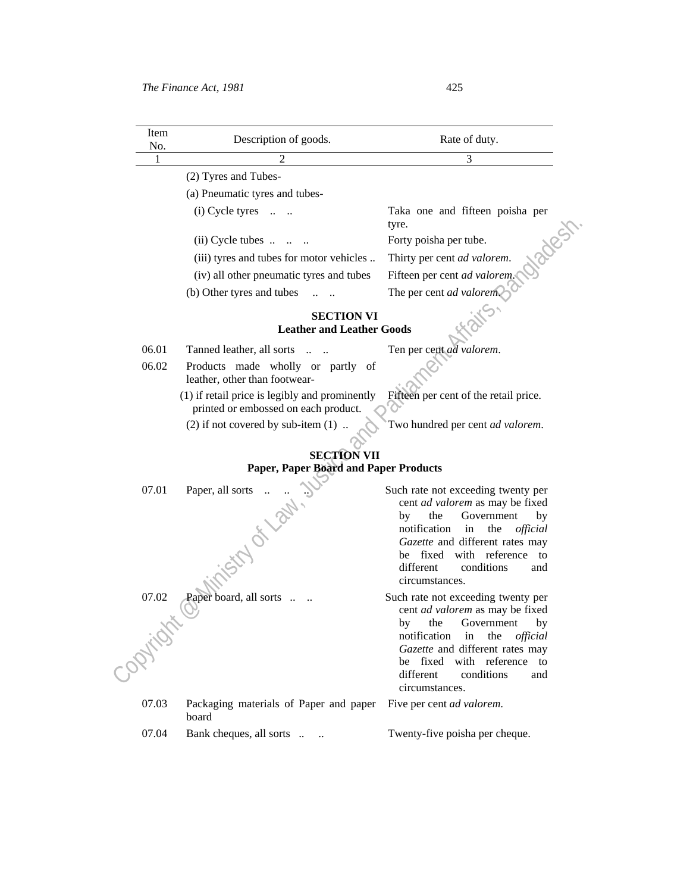| Item No. | Description of goods. | Rate of duty. |
|---|---|---|
| 1 | 2 | 3 |
| | (2) Tyres and Tubes- | |
| | (a) Pneumatic tyres and tubes- | |
| | (i) Cycle tyres .. .. | Taka one and fifteen poisha per tyre. |
| | (ii) Cycle tubes .. .. .. | Forty poisha per tube. |
| | (iii) tyres and tubes for motor vehicles .. | Thirty per cent *ad valorem*. |
| | (iv) all other pneumatic tyres and tubes | Fifteen per cent *ad valorem*. |
| | (b) Other tyres and tubes .. .. | The per cent *ad valorem*. |
| | **SECTION VI** **Leather and Leather Goods** | |
| 06.01 | Tanned leather, all sorts .. .. | Ten per cent *ad valorem*. |
| 06.02 | Products made wholly or partly of leather, other than footwear- | |
| | (1) if retail price is legibly and prominently printed or embossed on each product. | Fifteen per cent of the retail price. |
| | (2) if not covered by sub-item (1) .. | Two hundred per cent *ad valorem*. |
| | **SECTION VII** **Paper, Paper Board and Paper Products** | |
| 07.01 | Paper, all sorts .. .. .. | Such rate not exceeding twenty per cent *ad valorem* as may be fixed by the Government by notification in the *official Gazette* and different rates may be fixed with reference to different conditions and circumstances. |
| 07.02 | Paper board, all sorts .. .. | Such rate not exceeding twenty per cent *ad valorem* as may be fixed by the Government by notification in the *official Gazette* and different rates may be fixed with reference to different conditions and circumstances. |
| 07.03 | Packaging materials of Paper and paper board | Five per cent *ad valorem*. |
| 07.04 | Bank cheques, all sorts .. .. | Twenty-five poisha per cheque. |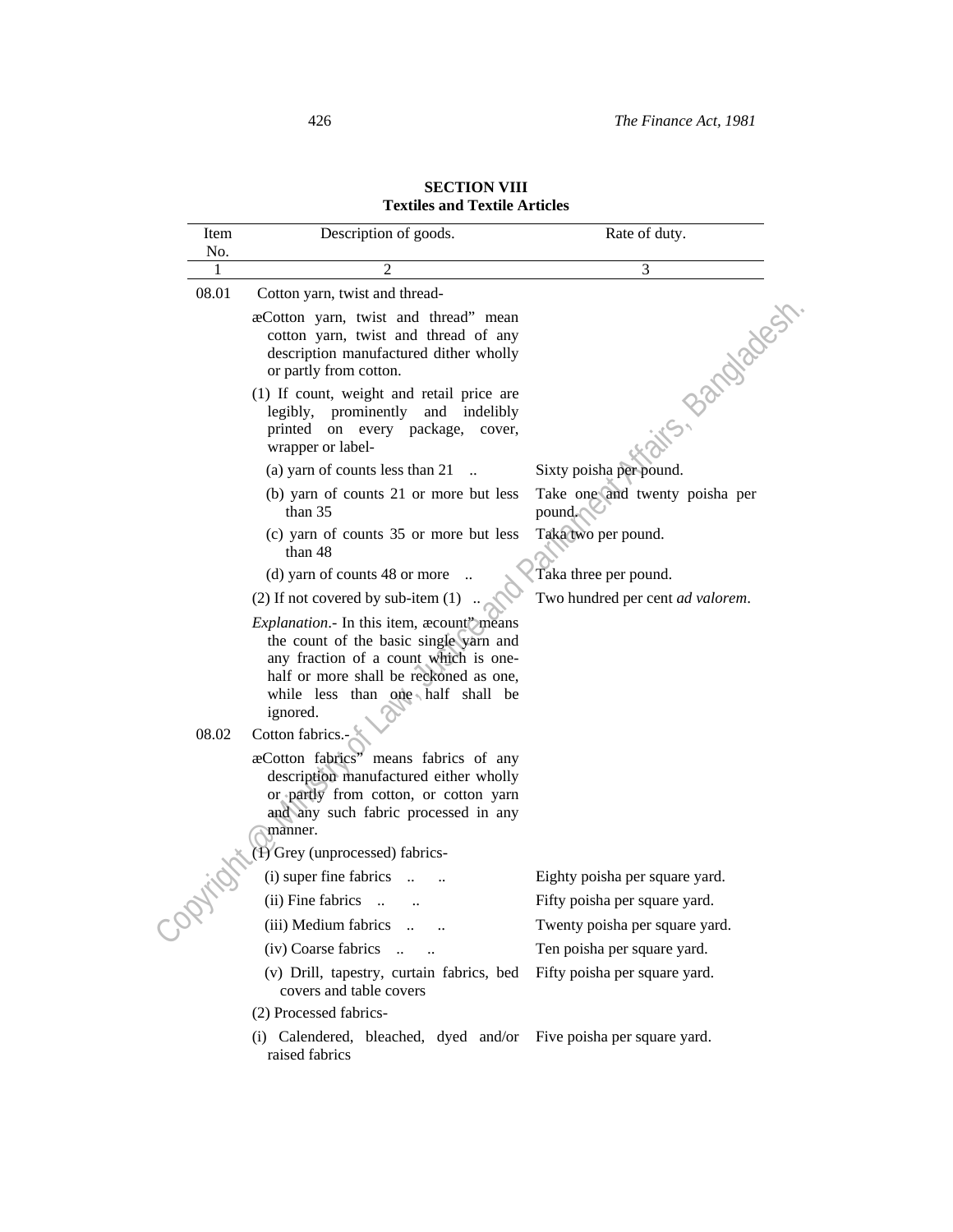## SECTION VIII
### Textiles and Textile Articles

| Item No. | Description of goods. | Rate of duty. |
|---|---|---|
| 1 | 2 | 3 |
| 08.01 | Cotton yarn, twist and thread- | |
| | æCotton yarn, twist and thread" mean cotton yarn, twist and thread of any description manufactured dither wholly or partly from cotton. | |
| | (1) If count, weight and retail price are legibly, prominently and indelibly printed on every package, cover, wrapper or label- | |
| | (a) yarn of counts less than 21 .. | Sixty poisha per pound. |
| | (b) yarn of counts 21 or more but less than 35 | Take one and twenty poisha per pound. |
| | (c) yarn of counts 35 or more but less than 48 | Taka two per pound. |
| | (d) yarn of counts 48 or more .. | Taka three per pound. |
| | (2) If not covered by sub-item (1) .. | Two hundred per cent *ad valorem*. |
| | *Explanation*.- In this item, æcount" means the count of the basic single yarn and any fraction of a count which is one-half or more shall be reckoned as one, while less than one half shall be ignored. | |
| 08.02 | Cotton fabrics.- | |
| | æCotton fabrics" means fabrics of any description manufactured either wholly or partly from cotton, or cotton yarn and any such fabric processed in any manner. | |
| | (1) Grey (unprocessed) fabrics- | |
| | (i) super fine fabrics .. .. | Eighty poisha per square yard. |
| | (ii) Fine fabrics .. .. | Fifty poisha per square yard. |
| | (iii) Medium fabrics .. .. | Twenty poisha per square yard. |
| | (iv) Coarse fabrics .. .. | Ten poisha per square yard. |
| | (v) Drill, tapestry, curtain fabrics, bed covers and table covers | Fifty poisha per square yard. |
| | (2) Processed fabrics- | |
| | (i) Calendered, bleached, dyed and/or raised fabrics | Five poisha per square yard. |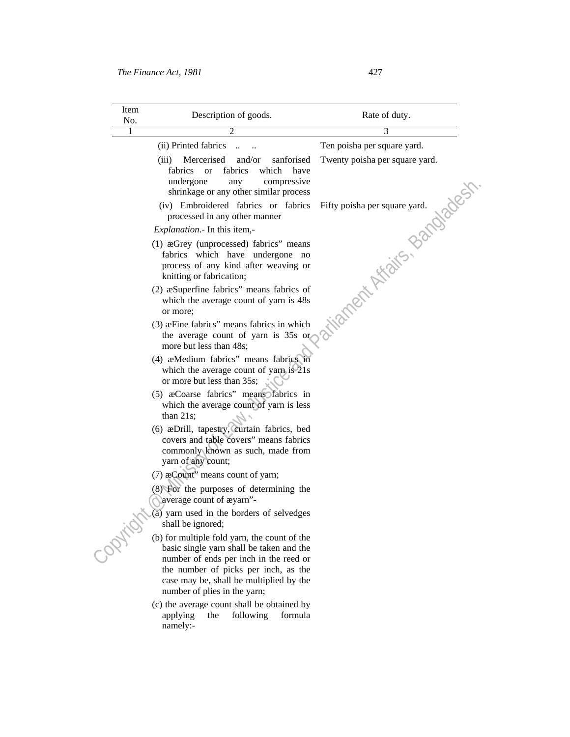| Item No. | Description of goods. | Rate of duty. |
|---|---|---|
| 1 | 2 | 3 |
| | (ii) Printed fabrics .. .. | Ten poisha per square yard. |
| | (iii) Mercerised and/or sanforised fabrics or fabrics which have undergone any compressive shrinkage or any other similar process | Twenty poisha per square yard. |
| | (iv) Embroidered fabrics or fabrics processed in any other manner | Fifty poisha per square yard. |
| | *Explanation*.- In this item,- | |
| | (1) æGrey (unprocessed) fabrics" means fabrics which have undergone no process of any kind after weaving or knitting or fabrication; | |
| | (2) æSuperfine fabrics" means fabrics of which the average count of yarn is 48s or more; | |
| | (3) æFine fabrics" means fabrics in which the average count of yarn is 35s or more but less than 48s; | |
| | (4) æMedium fabrics" means fabrics in which the average count of yarn is 21s or more but less than 35s; | |
| | (5) æCoarse fabrics" means fabrics in which the average count of yarn is less than 21s; | |
| | (6) æDrill, tapestry, curtain fabrics, bed covers and table covers" means fabrics commonly known as such, made from yarn of any count; | |
| | (7) æCount" means count of yarn; | |
| | (8) For the purposes of determining the average count of æyarn"- | |
| | (a) yarn used in the borders of selvedges shall be ignored; | |
| | (b) for multiple fold yarn, the count of the basic single yarn shall be taken and the number of ends per inch in the reed or the number of picks per inch, as the case may be, shall be multiplied by the number of plies in the yarn; | |
| | (c) the average count shall be obtained by applying the following formula namely:- | |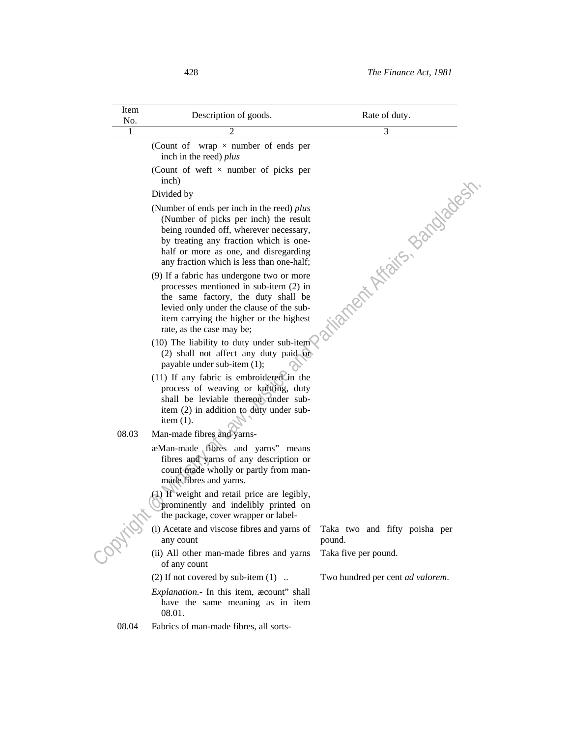| Item No. | Description of goods. | Rate of duty. |
|---|---|---|
| 1 | 2 | 3 |
| | (Count of wrap × number of ends per inch in the reed) *plus* | |
| | (Count of weft × number of picks per inch) | |
| | Divided by | |
| | (Number of ends per inch in the reed) *plus* (Number of picks per inch) the result being rounded off, wherever necessary, by treating any fraction which is one-half or more as one, and disregarding any fraction which is less than one-half; | |
| | (9) If a fabric has undergone two or more processes mentioned in sub-item (2) in the same factory, the duty shall be levied only under the clause of the sub-item carrying the higher or the highest rate, as the case may be; | |
| | (10) The liability to duty under sub-item (2) shall not affect any duty paid or payable under sub-item (1); | |
| | (11) If any fabric is embroidered in the process of weaving or knitting, duty shall be leviable thereon under sub-item (2) in addition to duty under sub-item (1). | |
| 08.03 | Man-made fibres and yarns- | |
| | æMan-made fibres and yarns" means fibres and yarns of any description or count made wholly or partly from man-made fibres and yarns. | |
| | (1) If weight and retail price are legibly, prominently and indelibly printed on the package, cover wrapper or label- | |
| | (i) Acetate and viscose fibres and yarns of any count | Taka two and fifty poisha per pound. |
| | (ii) All other man-made fibres and yarns of any count | Taka five per pound. |
| | (2) If not covered by sub-item (1) .. | Two hundred per cent *ad valorem*. |
| | *Explanation.*- In this item, æcount" shall have the same meaning as in item 08.01. | |
| 08.04 | Fabrics of man-made fibres, all sorts- | |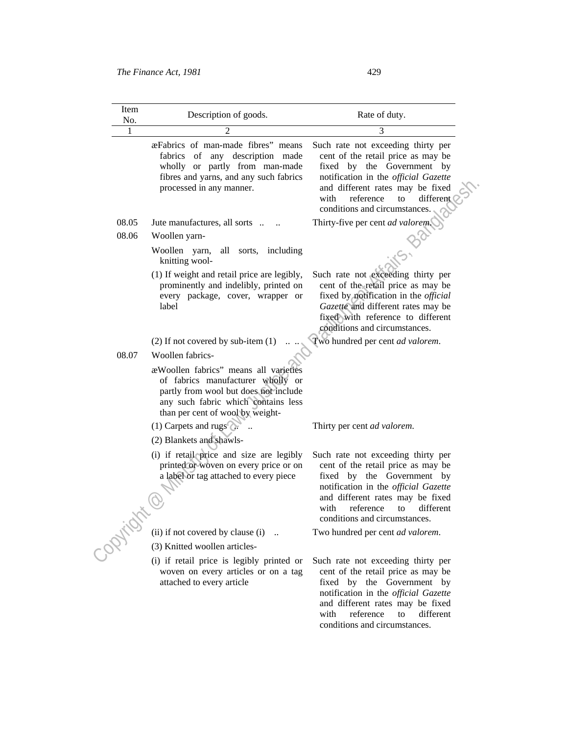| Item No. | Description of goods. | Rate of duty. |
|---|---|---|
| 1 | 2 | 3 |
| | æFabrics of man-made fibres" means fabrics of any description made wholly or partly from man-made fibres and yarns, and any such fabrics processed in any manner. | Such rate not exceeding thirty per cent of the retail price as may be fixed by the Government by notification in the *official Gazette* and different rates may be fixed with reference to different conditions and circumstances. |
| 08.05 | Jute manufactures, all sorts .. .. | Thirty-five per cent *ad valorem*. |
| 08.06 | Woollen yarn- | |
| | Woollen yarn, all sorts, including knitting wool- | |
| | (1) If weight and retail price are legibly, prominently and indelibly, printed on every package, cover, wrapper or label | Such rate not exceeding thirty per cent of the retail price as may be fixed by notification in the *official Gazette* and different rates may be fixed with reference to different conditions and circumstances. |
| | (2) If not covered by sub-item (1) .. .. | Two hundred per cent *ad valorem*. |
| 08.07 | Woollen fabrics- | |
| | æWoollen fabrics" means all varieties of fabrics manufacturer wholly or partly from wool but does not include any such fabric which contains less than per cent of wool by weight- | |
| | (1) Carpets and rugs .. .. | Thirty per cent *ad valorem*. |
| | (2) Blankets and shawls- | |
| | (i) if retail price and size are legibly printed or woven on every price or on a label or tag attached to every piece | Such rate not exceeding thirty per cent of the retail price as may be fixed by the Government by notification in the *official Gazette* and different rates may be fixed with reference to different conditions and circumstances. |
| | (ii) if not covered by clause (i) .. | Two hundred per cent *ad valorem*. |
| | (3) Knitted woollen articles- | |
| | (i) if retail price is legibly printed or woven on every articles or on a tag attached to every article | Such rate not exceeding thirty per cent of the retail price as may be fixed by the Government by notification in the *official Gazette* and different rates may be fixed with reference to different conditions and circumstances. |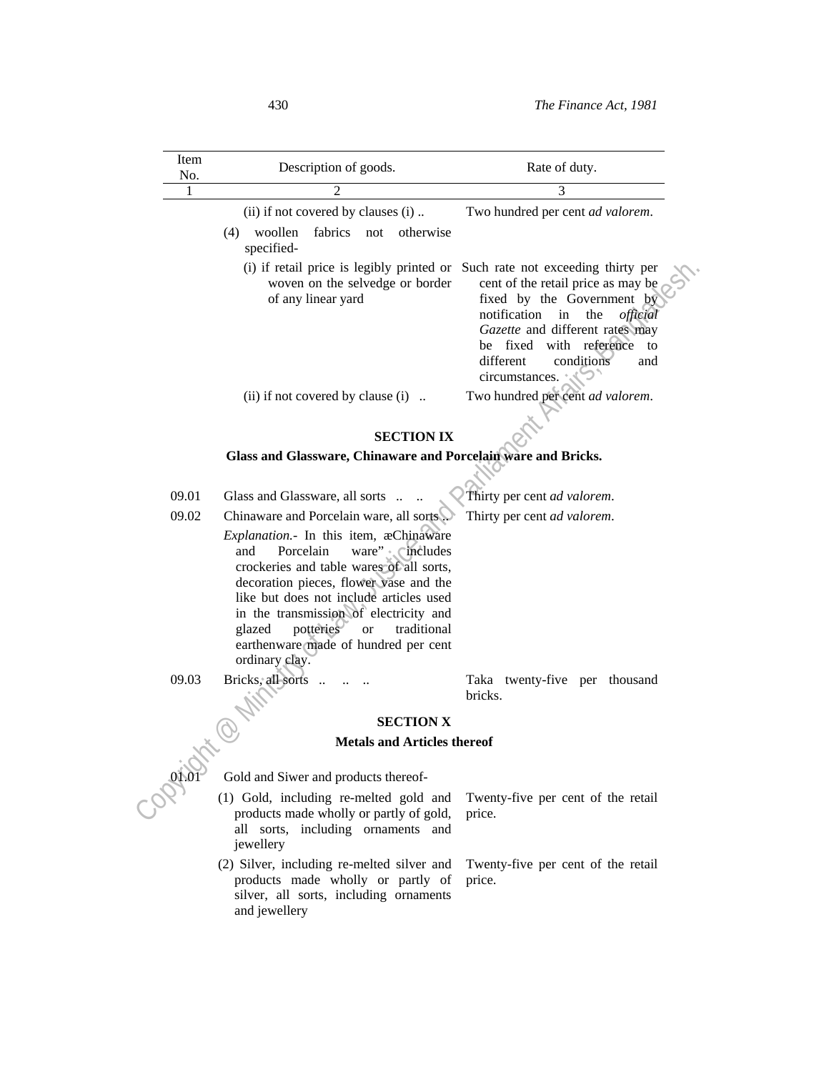| Item No. | Description of goods. | Rate of duty. |
|---|---|---|
| 1 | 2 | 3 |
| | (ii) if not covered by clauses (i) .. | Two hundred per cent *ad valorem*. |
| | (4) woollen fabrics not otherwise specified- | |
| | (i) if retail price is legibly printed or woven on the selvedge or border of any linear yard | Such rate not exceeding thirty per cent of the retail price as may be fixed by the Government by notification in the *official Gazette* and different rates may be fixed with reference to different conditions and circumstances. |
| | (ii) if not covered by clause (i) .. | Two hundred per cent *ad valorem*. |

## SECTION IX

### Glass and Glassware, Chinaware and Porcelain ware and Bricks.

| | | |
|---|---|---|
| 09.01 | Glass and Glassware, all sorts .. .. | Thirty per cent *ad valorem*. |
| 09.02 | Chinaware and Porcelain ware, all sorts .. | Thirty per cent *ad valorem*. |
| | *Explanation.*- In this item, æChinaware and Porcelain ware" includes crockeries and table wares of all sorts, decoration pieces, flower vase and the like but does not include articles used in the transmission of electricity and glazed potteries or traditional earthenware made of hundred per cent ordinary clay. | |
| 09.03 | Bricks, all sorts .. .. .. | Taka twenty-five per thousand bricks. |

## SECTION X

### Metals and Articles thereof

| | | |
|---|---|---|
| 01.01 | Gold and Siwer and products thereof- | |
| | (1) Gold, including re-melted gold and products made wholly or partly of gold, all sorts, including ornaments and jewellery | Twenty-five per cent of the retail price. |
| | (2) Silver, including re-melted silver and products made wholly or partly of silver, all sorts, including ornaments and jewellery | Twenty-five per cent of the retail price. |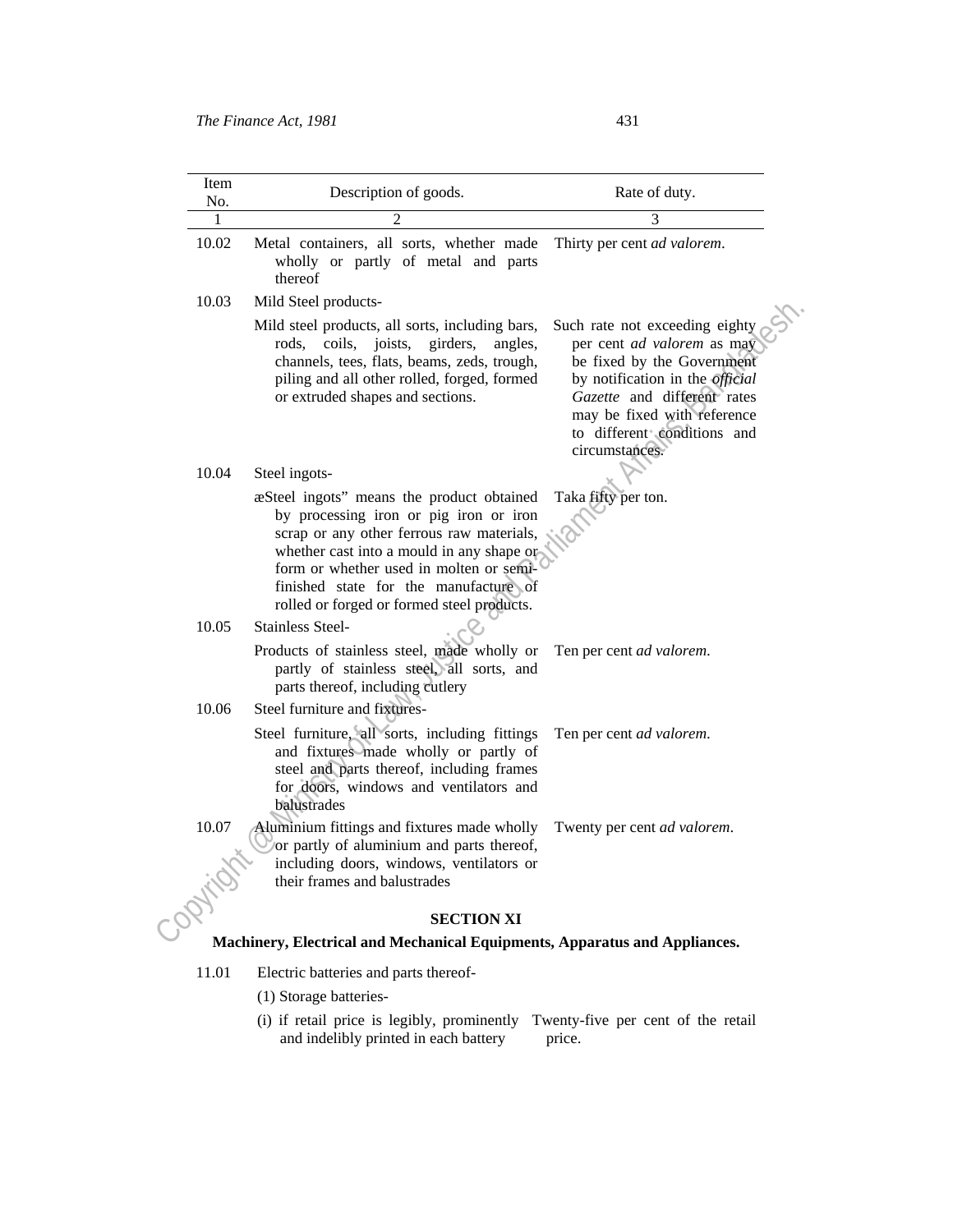| Item No. | Description of goods. | Rate of duty. |
|---|---|---|
| 1 | 2 | 3 |
| 10.02 | Metal containers, all sorts, whether made wholly or partly of metal and parts thereof | Thirty per cent *ad valorem*. |
| 10.03 | Mild Steel products- | |
| | Mild steel products, all sorts, including bars, rods, coils, joists, girders, angles, channels, tees, flats, beams, zeds, trough, piling and all other rolled, forged, formed or extruded shapes and sections. | Such rate not exceeding eighty per cent *ad valorem* as may be fixed by the Government by notification in the *official Gazette* and different rates may be fixed with reference to different conditions and circumstances. |
| 10.04 | Steel ingots- | |
| | æSteel ingots" means the product obtained by processing iron or pig iron or iron scrap or any other ferrous raw materials, whether cast into a mould in any shape or form or whether used in molten or semi-finished state for the manufacture of rolled or forged or formed steel products. | Taka fifty per ton. |
| 10.05 | Stainless Steel- | |
| | Products of stainless steel, made wholly or partly of stainless steel, all sorts, and parts thereof, including cutlery | Ten per cent *ad valorem*. |
| 10.06 | Steel furniture and fixtures- | |
| | Steel furniture, all sorts, including fittings and fixtures made wholly or partly of steel and parts thereof, including frames for doors, windows and ventilators and balustrades | Ten per cent *ad valorem*. |
| 10.07 | Aluminium fittings and fixtures made wholly or partly of aluminium and parts thereof, including doors, windows, ventilators or their frames and balustrades | Twenty per cent *ad valorem*. |

## SECTION XI

### Machinery, Electrical and Mechanical Equipments, Apparatus and Appliances.

| Item No. | Description of goods. | Rate of duty. |
|---|---|---|
| 11.01 | Electric batteries and parts thereof- | |
| | (1) Storage batteries- | |
| | (i) if retail price is legibly, prominently and indelibly printed in each battery | Twenty-five per cent of the retail price. |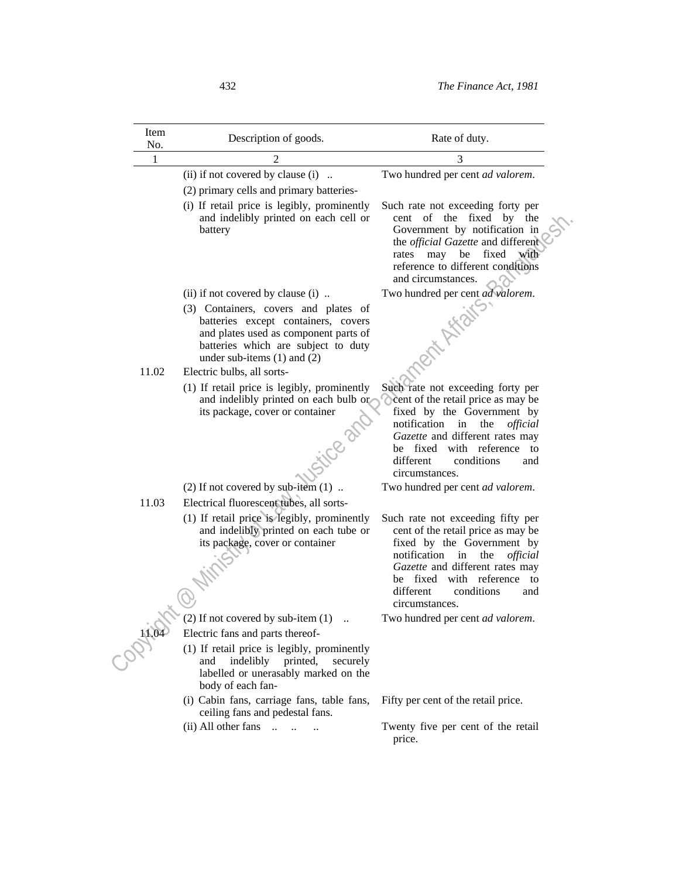| Item No. | Description of goods. | Rate of duty. |
|---|---|---|
| 1 | 2 | 3 |
| | (ii) if not covered by clause (i) .. | Two hundred per cent *ad valorem*. |
| | (2) primary cells and primary batteries- | |
| | (i) If retail price is legibly, prominently and indelibly printed on each cell or battery | Such rate not exceeding forty per cent of the fixed by the Government by notification in the *official Gazette* and different rates may be fixed with reference to different conditions and circumstances. |
| | (ii) if not covered by clause (i) .. | Two hundred per cent *ad valorem*. |
| | (3) Containers, covers and plates of batteries except containers, covers and plates used as component parts of batteries which are subject to duty under sub-items (1) and (2) | |
| 11.02 | Electric bulbs, all sorts- | |
| | (1) If retail price is legibly, prominently and indelibly printed on each bulb or its package, cover or container | Such rate not exceeding forty per cent of the retail price as may be fixed by the Government by notification in the *official Gazette* and different rates may be fixed with reference to different conditions and circumstances. |
| | (2) If not covered by sub-item (1) .. | Two hundred per cent *ad valorem*. |
| 11.03 | Electrical fluorescent tubes, all sorts- | |
| | (1) If retail price is legibly, prominently and indelibly printed on each tube or its package, cover or container | Such rate not exceeding fifty per cent of the retail price as may be fixed by the Government by notification in the *official Gazette* and different rates may be fixed with reference to different conditions and circumstances. |
| | (2) If not covered by sub-item (1) .. | Two hundred per cent *ad valorem*. |
| 11.04 | Electric fans and parts thereof- | |
| | (1) If retail price is legibly, prominently and indelibly printed, securely labelled or unerasably marked on the body of each fan- | |
| | (i) Cabin fans, carriage fans, table fans, ceiling fans and pedestal fans. | Fifty per cent of the retail price. |
| | (ii) All other fans .. .. .. | Twenty five per cent of the retail price. |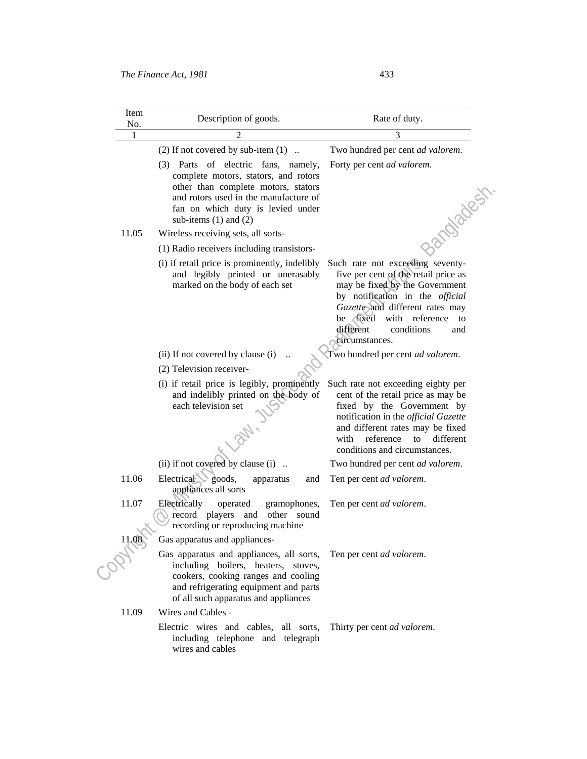| Item No. | Description of goods. | Rate of duty. |
|---|---|---|
| 1 | 2 | 3 |
| | (2) If not covered by sub-item (1) .. | Two hundred per cent *ad valorem*. |
| | (3) Parts of electric fans, namely, complete motors, stators, and rotors other than complete motors, stators and rotors used in the manufacture of fan on which duty is levied under sub-items (1) and (2) | Forty per cent *ad valorem*. |
| 11.05 | Wireless receiving sets, all sorts- | |
| | (1) Radio receivers including transistors- | |
| | (i) if retail price is prominently, indelibly and legibly printed or unerasably marked on the body of each set | Such rate not exceeding seventy-five per cent of the retail price as may be fixed by the Government by notification in the *official Gazette* and different rates may be fixed with reference to different conditions and circumstances. |
| | (ii) If not covered by clause (i) .. | Two hundred per cent *ad valorem*. |
| | (2) Television receiver- | |
| | (i) if retail price is legibly, prominently and indelibly printed on the body of each television set | Such rate not exceeding eighty per cent of the retail price as may be fixed by the Government by notification in the *official Gazette* and different rates may be fixed with reference to different conditions and circumstances. |
| | (ii) if not covered by clause (i) .. | Two hundred per cent *ad valorem*. |
| 11.06 | Electrical goods, apparatus and appliances all sorts | Ten per cent *ad valorem*. |
| 11.07 | Electrically operated gramophones, record players and other sound recording or reproducing machine | Ten per cent *ad valorem*. |
| 11.08 | Gas apparatus and appliances- | |
| | Gas apparatus and appliances, all sorts, including boilers, heaters, stoves, cookers, cooking ranges and cooling and refrigerating equipment and parts of all such apparatus and appliances | Ten per cent *ad valorem*. |
| 11.09 | Wires and Cables - | |
| | Electric wires and cables, all sorts, including telephone and telegraph wires and cables | Thirty per cent *ad valorem*. |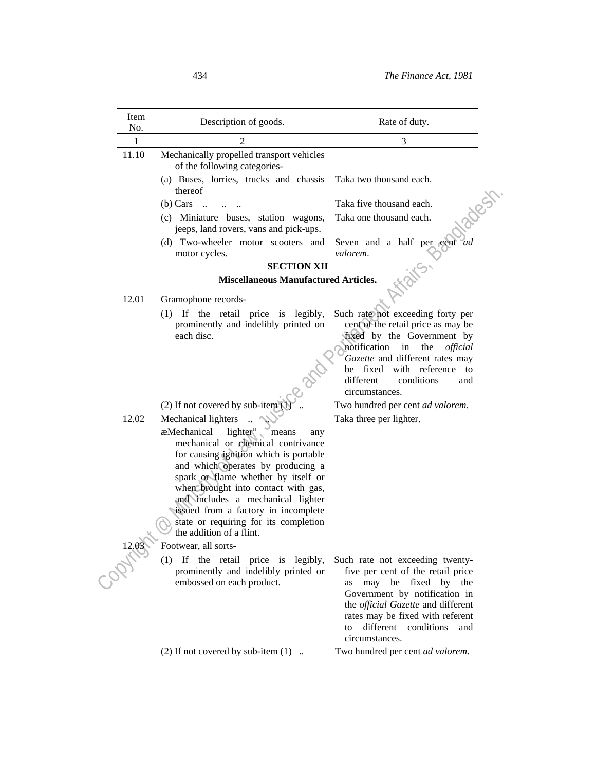| Item No. | Description of goods. | Rate of duty. |
|---|---|---|
| 1 | 2 | 3 |
| 11.10 | Mechanically propelled transport vehicles of the following categories- | |
| | (a) Buses, lorries, trucks and chassis thereof | Taka two thousand each. |
| | (b) Cars .. .. .. | Taka five thousand each. |
| | (c) Miniature buses, station wagons, jeeps, land rovers, vans and pick-ups. | Taka one thousand each. |
| | (d) Two-wheeler motor scooters and motor cycles. | Seven and a half per cent *ad valorem*. |
| | **SECTION XII** | |
| | **Miscellaneous Manufactured Articles.** | |
| 12.01 | Gramophone records- | |
| | (1) If the retail price is legibly, prominently and indelibly printed on each disc. | Such rate not exceeding forty per cent of the retail price as may be fixed by the Government by notification in the *official Gazette* and different rates may be fixed with reference to different conditions and circumstances. |
| | (2) If not covered by sub-item (1) .. | Two hundred per cent *ad valorem*. |
| 12.02 | Mechanical lighters .. .. | Taka three per lighter. |
| | æMechanical lighter" means any mechanical or chemical contrivance for causing ignition which is portable and which operates by producing a spark or flame whether by itself or when brought into contact with gas, and includes a mechanical lighter issued from a factory in incomplete state or requiring for its completion the addition of a flint. | |
| 12.03 | Footwear, all sorts- | |
| | (1) If the retail price is legibly, prominently and indelibly printed or embossed on each product. | Such rate not exceeding twenty-five per cent of the retail price as may be fixed by the Government by notification in the *official Gazette* and different rates may be fixed with referent to different conditions and circumstances. |
| | (2) If not covered by sub-item (1) .. | Two hundred per cent *ad valorem*. |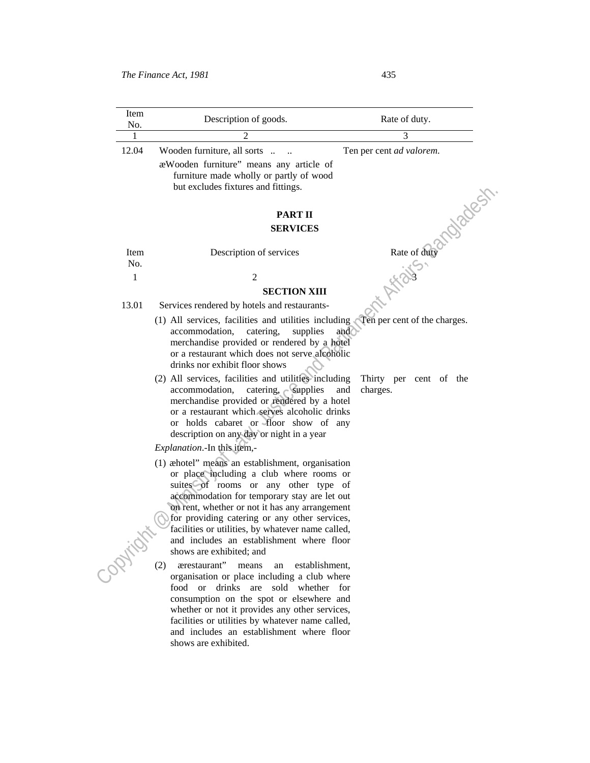| Item No. | Description of goods. | Rate of duty. |
|---|---|---|
| 1 | 2 | 3 |
| 12.04 | Wooden furniture, all sorts .. .. "Wooden furniture" means any article of furniture made wholly or partly of wood but excludes fixtures and fittings. | Ten per cent *ad valorem*. |

## PART II

## SERVICES

| Item No. | Description of services | Rate of duty |
|---|---|---|
| 1 | 2 | 3 |
| | **SECTION XIII** | |
| 13.01 | Services rendered by hotels and restaurants- | |
| | (1) All services, facilities and utilities including accommodation, catering, supplies and merchandise provided or rendered by a hotel or a restaurant which does not serve alcoholic drinks nor exhibit floor shows | Ten per cent of the charges. |
| | (2) All services, facilities and utilities including accommodation, catering, supplies and merchandise provided or rendered by a hotel or a restaurant which serves alcoholic drinks or holds cabaret or floor show of any description on any day or night in a year | Thirty per cent of the charges. |
| | *Explanation*.-In this item,- | |
| | (1) "hotel" means an establishment, organisation or place including a club where rooms or suites of rooms or any other type of accommodation for temporary stay are let out on rent, whether or not it has any arrangement for providing catering or any other services, facilities or utilities, by whatever name called, and includes an establishment where floor shows are exhibited; and | |
| | (2) "restaurant" means an establishment, organisation or place including a club where food or drinks are sold whether for consumption on the spot or elsewhere and whether or not it provides any other services, facilities or utilities by whatever name called, and includes an establishment where floor shows are exhibited. | |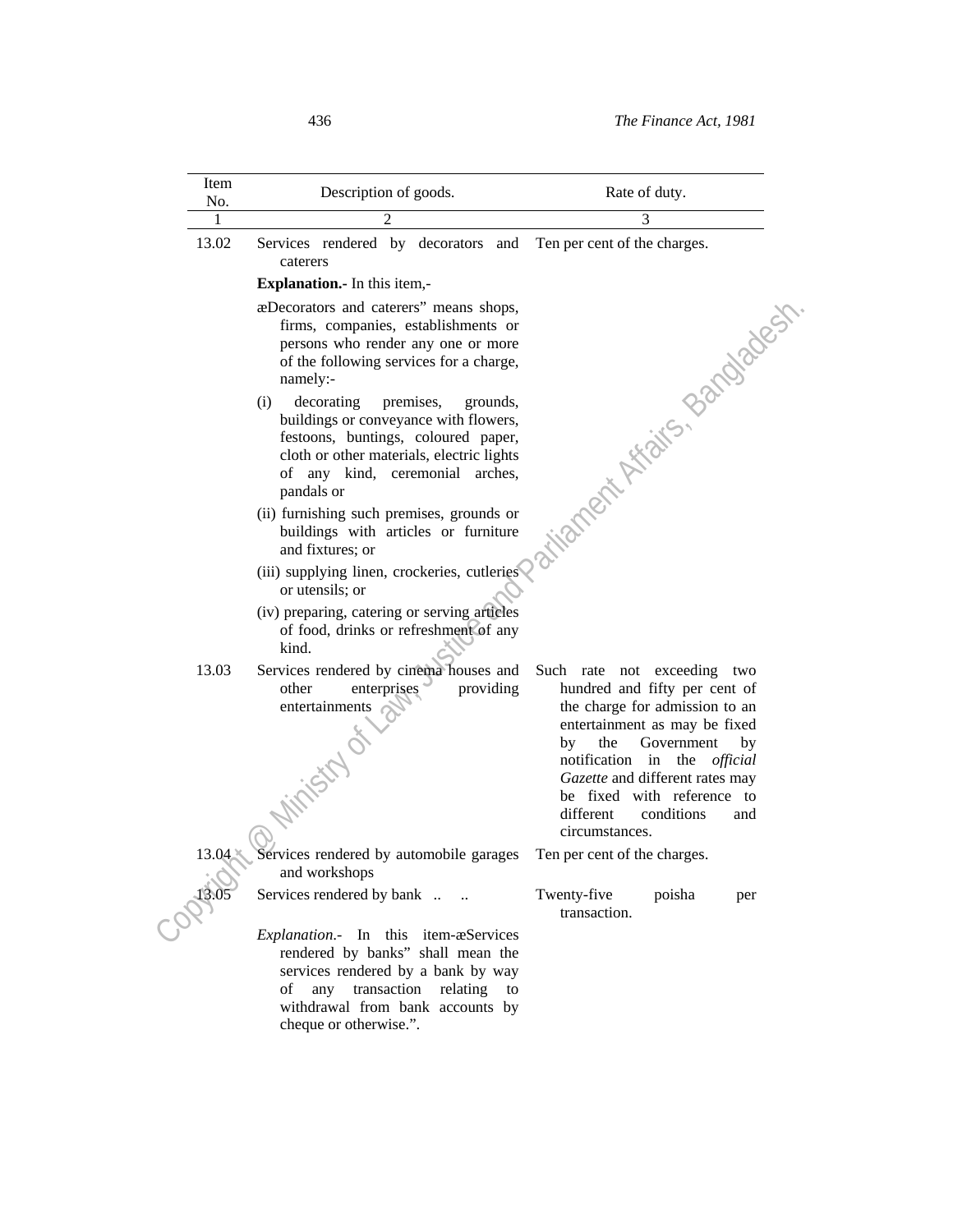| Item No. | Description of goods. | Rate of duty. |
|---|---|---|
| 1 | 2 | 3 |
| 13.02 | Services rendered by decorators and caterers | Ten per cent of the charges. |
| | **Explanation.-** In this item,- | |
| | æDecorators and caterers" means shops, firms, companies, establishments or persons who render any one or more of the following services for a charge, namely:- | |
| | (i) decorating premises, grounds, buildings or conveyance with flowers, festoons, buntings, coloured paper, cloth or other materials, electric lights of any kind, ceremonial arches, pandals or | |
| | (ii) furnishing such premises, grounds or buildings with articles or furniture and fixtures; or | |
| | (iii) supplying linen, crockeries, cutleries or utensils; or | |
| | (iv) preparing, catering or serving articles of food, drinks or refreshment of any kind. | |
| 13.03 | Services rendered by cinema houses and other enterprises providing entertainments | Such rate not exceeding two hundred and fifty per cent of the charge for admission to an entertainment as may be fixed by the Government by notification in the *official Gazette* and different rates may be fixed with reference to different conditions and circumstances. |
| 13.04 | Services rendered by automobile garages and workshops | Ten per cent of the charges. |
| 13.05 | Services rendered by bank .. .. | Twenty-five poisha per transaction. |
| | *Explanation*.- In this item-æServices rendered by banks" shall mean the services rendered by a bank by way of any transaction relating to withdrawal from bank accounts by cheque or otherwise.". | |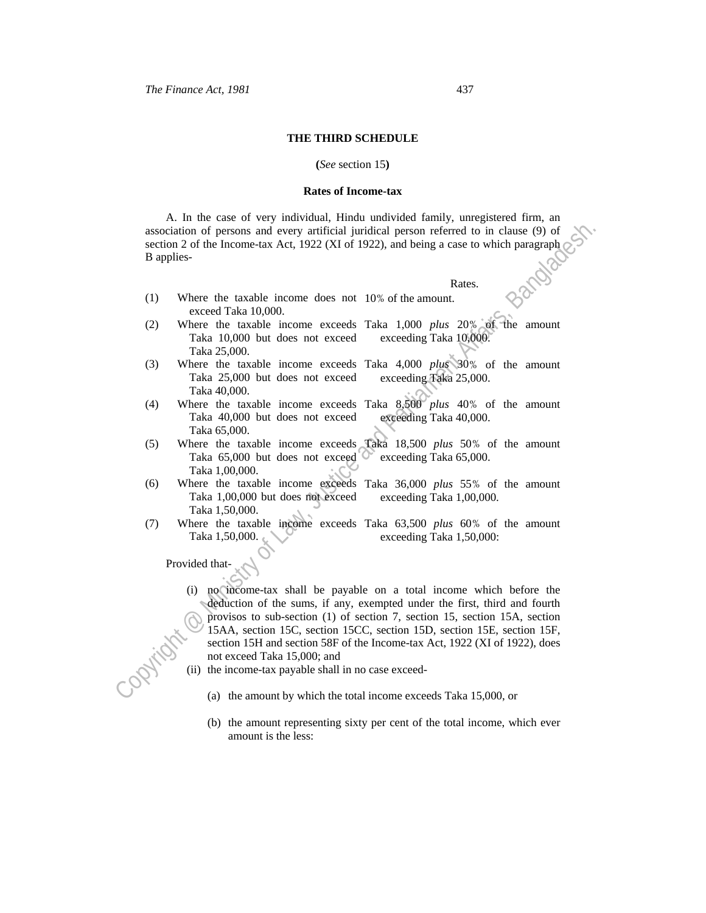## THE THIRD SCHEDULE

(*See* section 15)

### Rates of Income-tax

A. In the case of very individual, Hindu undivided family, unregistered firm, an association of persons and every artificial juridical person referred to in clause (9) of section 2 of the Income-tax Act, 1922 (XI of 1922), and being a case to which paragraph B applies-

| | | Rates. |
|---|---|---|
| (1) | Where the taxable income does not exceed Taka 10,000. | 10% of the amount. |
| (2) | Where the taxable income exceeds Taka 10,000 but does not exceed Taka 25,000. | Taka 1,000 *plus* 20% of the amount exceeding Taka 10,000. |
| (3) | Where the taxable income exceeds Taka 25,000 but does not exceed Taka 40,000. | Taka 4,000 *plus* 30% of the amount exceeding Taka 25,000. |
| (4) | Where the taxable income exceeds Taka 40,000 but does not exceed Taka 65,000. | Taka 8,500 *plus* 40% of the amount exceeding Taka 40,000. |
| (5) | Where the taxable income exceeds Taka 65,000 but does not exceed Taka 1,00,000. | Taka 18,500 *plus* 50% of the amount exceeding Taka 65,000. |
| (6) | Where the taxable income exceeds Taka 1,00,000 but does not exceed Taka 1,50,000. | Taka 36,000 *plus* 55% of the amount exceeding Taka 1,00,000. |
| (7) | Where the taxable income exceeds Taka 1,50,000. | Taka 63,500 *plus* 60% of the amount exceeding Taka 1,50,000: |

Provided that-

(i) no income-tax shall be payable on a total income which before the deduction of the sums, if any, exempted under the first, third and fourth provisos to sub-section (1) of section 7, section 15, section 15A, section 15AA, section 15C, section 15CC, section 15D, section 15E, section 15F, section 15H and section 58F of the Income-tax Act, 1922 (XI of 1922), does not exceed Taka 15,000; and

(ii) the income-tax payable shall in no case exceed-

(a) the amount by which the total income exceeds Taka 15,000, or

(b) the amount representing sixty per cent of the total income, which ever amount is the less: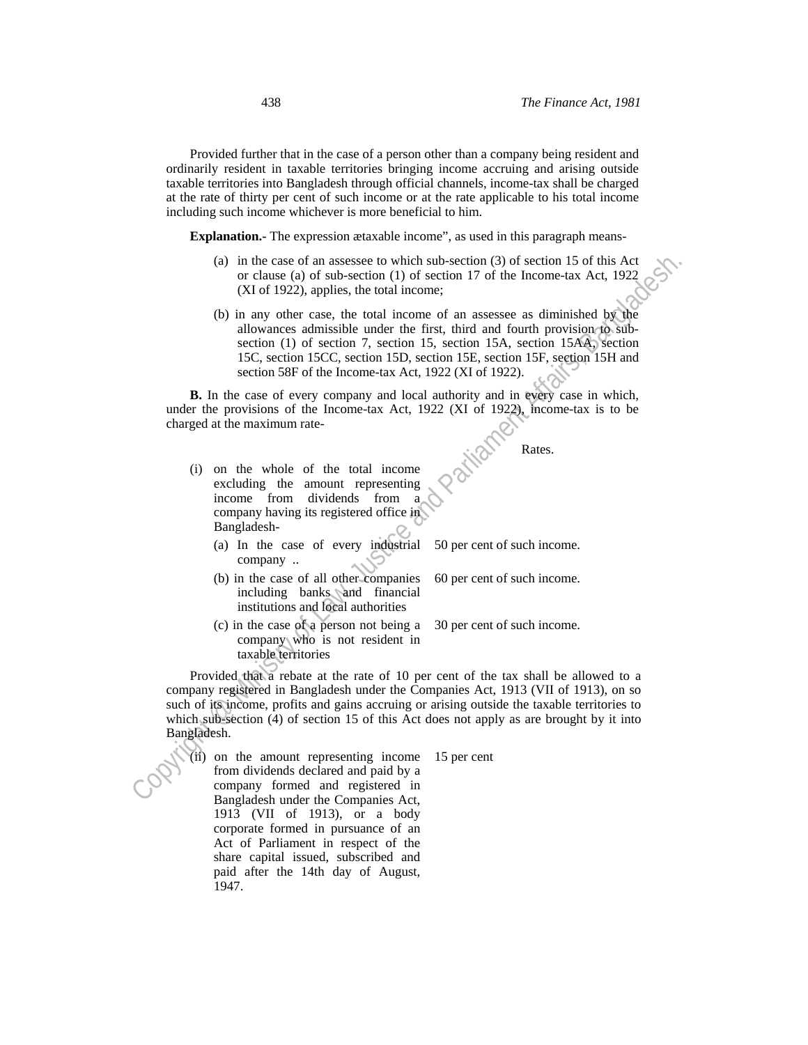Provided further that in the case of a person other than a company being resident and ordinarily resident in taxable territories bringing income accruing and arising outside taxable territories into Bangladesh through official channels, income-tax shall be charged at the rate of thirty per cent of such income or at the rate applicable to his total income including such income whichever is more beneficial to him.

**Explanation.-** The expression ætaxable income", as used in this paragraph means-

(a) in the case of an assessee to which sub-section (3) of section 15 of this Act or clause (a) of sub-section (1) of section 17 of the Income-tax Act, 1922 (XI of 1922), applies, the total income;

(b) in any other case, the total income of an assessee as diminished by the allowances admissible under the first, third and fourth provision to sub-section (1) of section 7, section 15, section 15A, section 15AA, section 15C, section 15CC, section 15D, section 15E, section 15F, section 15H and section 58F of the Income-tax Act, 1922 (XI of 1922).

**B.** In the case of every company and local authority and in every case in which, under the provisions of the Income-tax Act, 1922 (XI of 1922), income-tax is to be charged at the maximum rate-

| | Rates. |
|---|---|
| (i) on the whole of the total income excluding the amount representing income from dividends from a company having its registered office in Bangladesh- | |
| (a) In the case of every industrial company .. | 50 per cent of such income. |
| (b) in the case of all other companies including banks and financial institutions and local authorities | 60 per cent of such income. |
| (c) in the case of a person not being a company who is not resident in taxable territories | 30 per cent of such income. |

Provided that a rebate at the rate of 10 per cent of the tax shall be allowed to a company registered in Bangladesh under the Companies Act, 1913 (VII of 1913), on so such of its income, profits and gains accruing or arising outside the taxable territories to which sub-section (4) of section 15 of this Act does not apply as are brought by it into Bangladesh.

| | |
|---|---|
| (ii) on the amount representing income from dividends declared and paid by a company formed and registered in Bangladesh under the Companies Act, 1913 (VII of 1913), or a body corporate formed in pursuance of an Act of Parliament in respect of the share capital issued, subscribed and paid after the 14th day of August, 1947. | 15 per cent |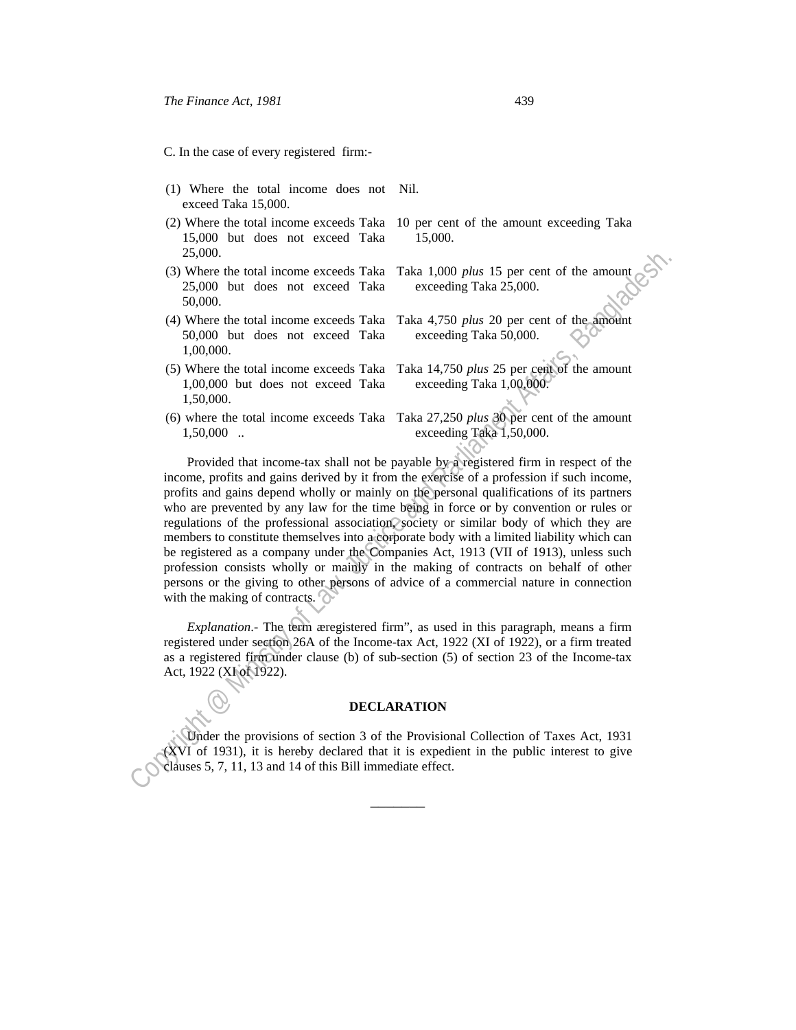C. In the case of every registered firm:-

| | |
|---|---|
| (1) Where the total income does not exceed Taka 15,000. | Nil. |
| (2) Where the total income exceeds Taka 15,000 but does not exceed Taka 25,000. | 10 per cent of the amount exceeding Taka 15,000. |
| (3) Where the total income exceeds Taka 25,000 but does not exceed Taka 50,000. | Taka 1,000 *plus* 15 per cent of the amount exceeding Taka 25,000. |
| (4) Where the total income exceeds Taka 50,000 but does not exceed Taka 1,00,000. | Taka 4,750 *plus* 20 per cent of the amount exceeding Taka 50,000. |
| (5) Where the total income exceeds Taka 1,00,000 but does not exceed Taka 1,50,000. | Taka 14,750 *plus* 25 per cent of the amount exceeding Taka 1,00,000. |
| (6) where the total income exceeds Taka 1,50,000 .. | Taka 27,250 *plus* 30 per cent of the amount exceeding Taka 1,50,000. |

Provided that income-tax shall not be payable by a registered firm in respect of the income, profits and gains derived by it from the exercise of a profession if such income, profits and gains depend wholly or mainly on the personal qualifications of its partners who are prevented by any law for the time being in force or by convention or rules or regulations of the professional association, society or similar body of which they are members to constitute themselves into a corporate body with a limited liability which can be registered as a company under the Companies Act, 1913 (VII of 1913), unless such profession consists wholly or mainly in the making of contracts on behalf of other persons or the giving to other persons of advice of a commercial nature in connection with the making of contracts.

*Explanation*.- The term ægistered firm", as used in this paragraph, means a firm registered under section 26A of the Income-tax Act, 1922 (XI of 1922), or a firm treated as a registered firm under clause (b) of sub-section (5) of section 23 of the Income-tax Act, 1922 (XI of 1922).

**DECLARATION**

Under the provisions of section 3 of the Provisional Collection of Taxes Act, 1931 (XVI of 1931), it is hereby declared that it is expedient in the public interest to give clauses 5, 7, 11, 13 and 14 of this Bill immediate effect.

---